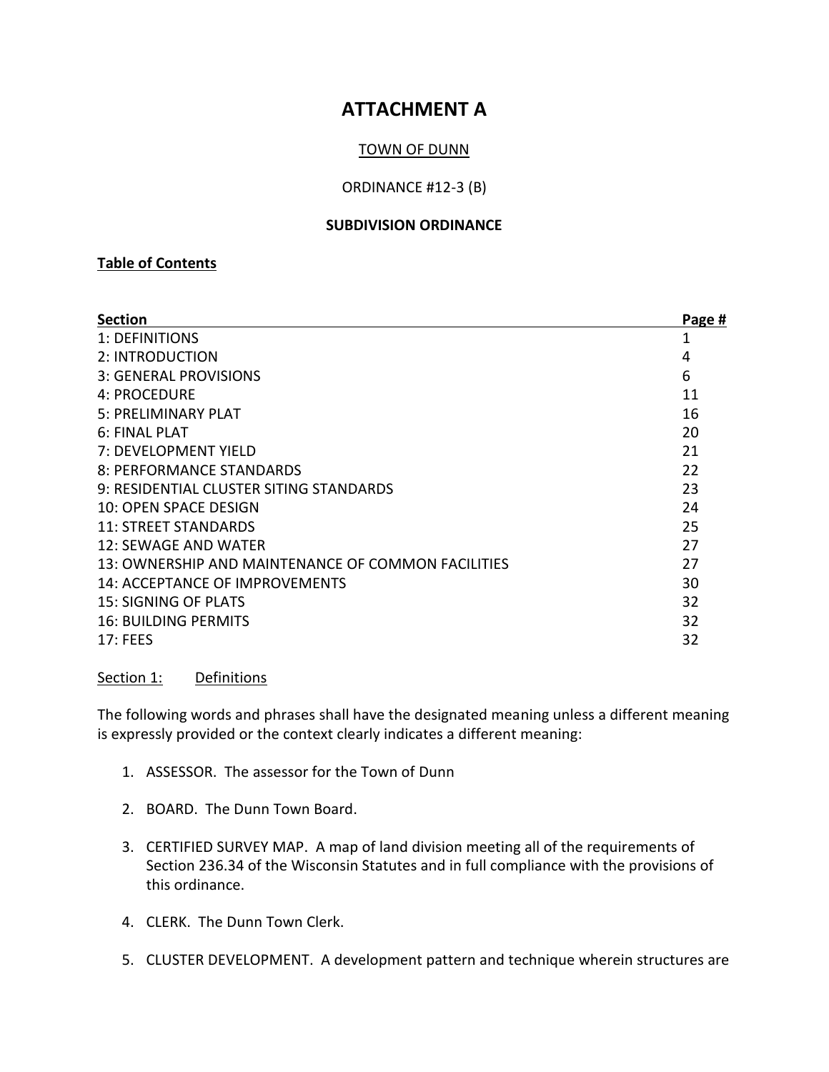# ATTACHMENT A

TOWN OF DUNN

ORDINANCE #12-3 (B)

**SUBDIVISION ORDINANCE**

**Table of Contents**

| Section | Page # |
|---|---|
| 1: DEFINITIONS | 1 |
| 2: INTRODUCTION | 4 |
| 3: GENERAL PROVISIONS | 6 |
| 4: PROCEDURE | 11 |
| 5: PRELIMINARY PLAT | 16 |
| 6: FINAL PLAT | 20 |
| 7: DEVELOPMENT YIELD | 21 |
| 8: PERFORMANCE STANDARDS | 22 |
| 9: RESIDENTIAL CLUSTER SITING STANDARDS | 23 |
| 10: OPEN SPACE DESIGN | 24 |
| 11: STREET STANDARDS | 25 |
| 12: SEWAGE AND WATER | 27 |
| 13: OWNERSHIP AND MAINTENANCE OF COMMON FACILITIES | 27 |
| 14: ACCEPTANCE OF IMPROVEMENTS | 30 |
| 15: SIGNING OF PLATS | 32 |
| 16: BUILDING PERMITS | 32 |
| 17: FEES | 32 |

## Section 1: Definitions

The following words and phrases shall have the designated meaning unless a different meaning is expressly provided or the context clearly indicates a different meaning:

1. ASSESSOR. The assessor for the Town of Dunn

2. BOARD. The Dunn Town Board.

3. CERTIFIED SURVEY MAP. A map of land division meeting all of the requirements of Section 236.34 of the Wisconsin Statutes and in full compliance with the provisions of this ordinance.

4. CLERK. The Dunn Town Clerk.

5. CLUSTER DEVELOPMENT. A development pattern and technique wherein structures are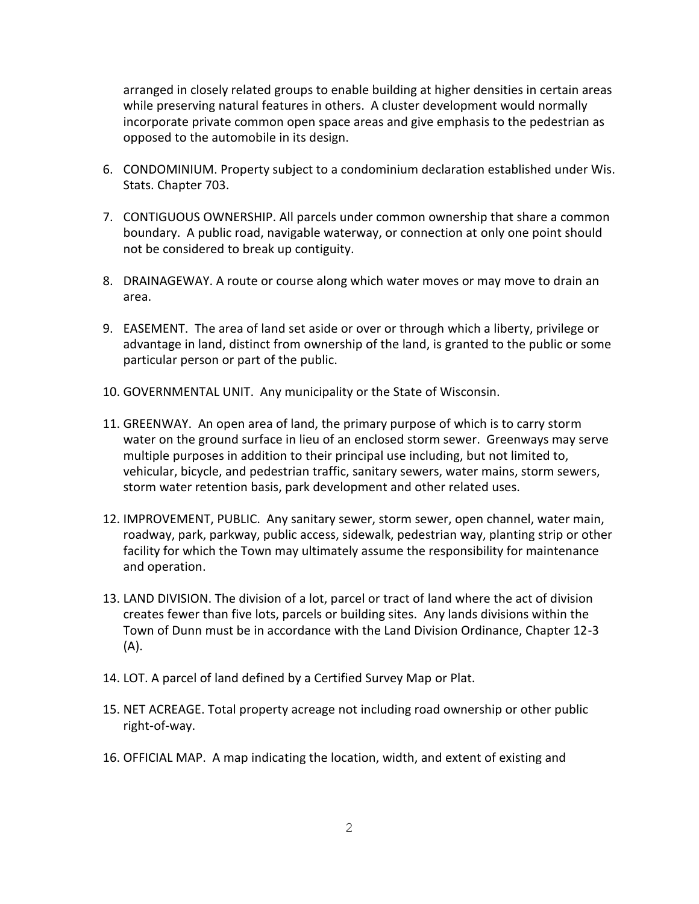arranged in closely related groups to enable building at higher densities in certain areas while preserving natural features in others. A cluster development would normally incorporate private common open space areas and give emphasis to the pedestrian as opposed to the automobile in its design.

6. CONDOMINIUM. Property subject to a condominium declaration established under Wis. Stats. Chapter 703.

7. CONTIGUOUS OWNERSHIP. All parcels under common ownership that share a common boundary. A public road, navigable waterway, or connection at only one point should not be considered to break up contiguity.

8. DRAINAGEWAY. A route or course along which water moves or may move to drain an area.

9. EASEMENT. The area of land set aside or over or through which a liberty, privilege or advantage in land, distinct from ownership of the land, is granted to the public or some particular person or part of the public.

10. GOVERNMENTAL UNIT. Any municipality or the State of Wisconsin.

11. GREENWAY. An open area of land, the primary purpose of which is to carry storm water on the ground surface in lieu of an enclosed storm sewer. Greenways may serve multiple purposes in addition to their principal use including, but not limited to, vehicular, bicycle, and pedestrian traffic, sanitary sewers, water mains, storm sewers, storm water retention basis, park development and other related uses.

12. IMPROVEMENT, PUBLIC. Any sanitary sewer, storm sewer, open channel, water main, roadway, park, parkway, public access, sidewalk, pedestrian way, planting strip or other facility for which the Town may ultimately assume the responsibility for maintenance and operation.

13. LAND DIVISION. The division of a lot, parcel or tract of land where the act of division creates fewer than five lots, parcels or building sites. Any lands divisions within the Town of Dunn must be in accordance with the Land Division Ordinance, Chapter 12-3 (A).

14. LOT. A parcel of land defined by a Certified Survey Map or Plat.

15. NET ACREAGE. Total property acreage not including road ownership or other public right-of-way.

16. OFFICIAL MAP. A map indicating the location, width, and extent of existing and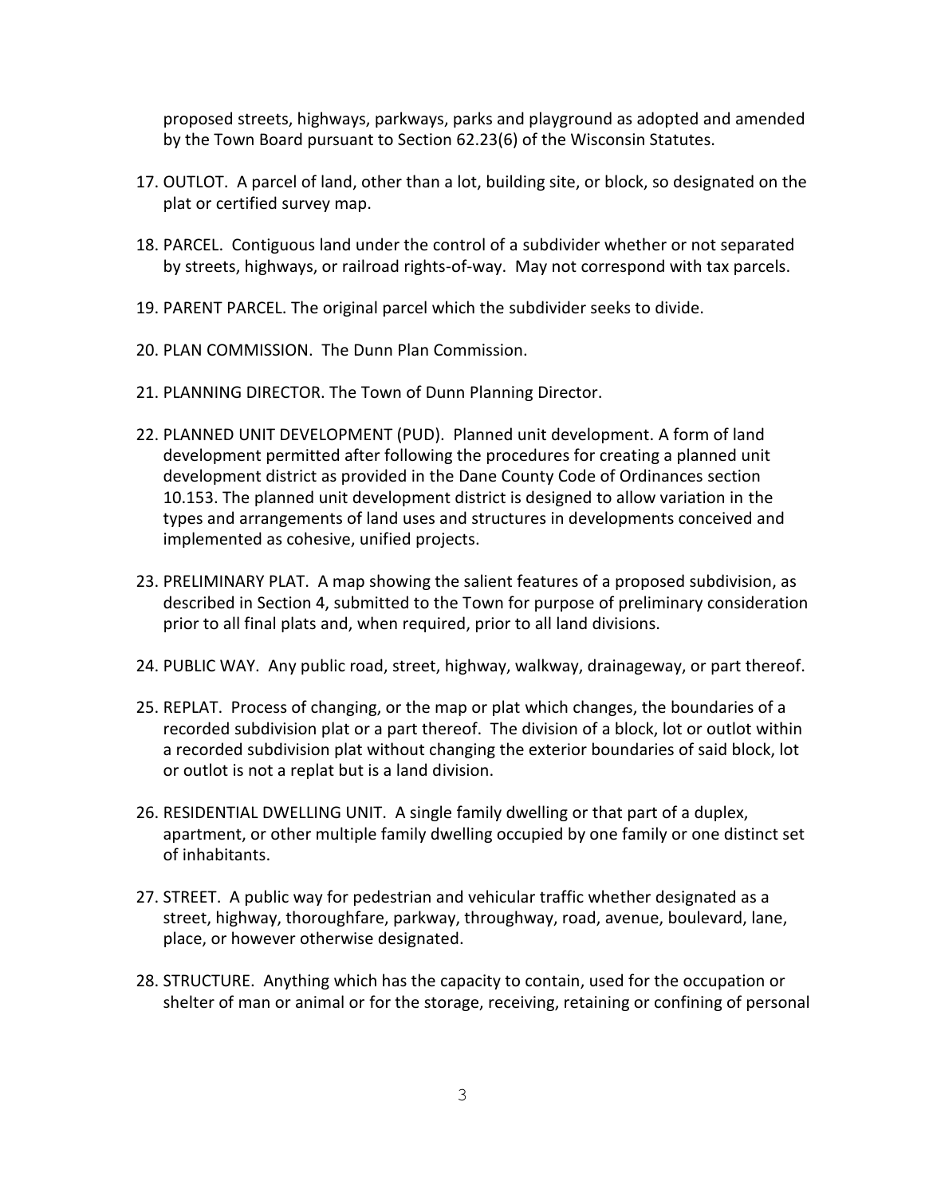proposed streets, highways, parkways, parks and playground as adopted and amended by the Town Board pursuant to Section 62.23(6) of the Wisconsin Statutes.

17. OUTLOT. A parcel of land, other than a lot, building site, or block, so designated on the plat or certified survey map.

18. PARCEL. Contiguous land under the control of a subdivider whether or not separated by streets, highways, or railroad rights-of-way. May not correspond with tax parcels.

19. PARENT PARCEL. The original parcel which the subdivider seeks to divide.

20. PLAN COMMISSION. The Dunn Plan Commission.

21. PLANNING DIRECTOR. The Town of Dunn Planning Director.

22. PLANNED UNIT DEVELOPMENT (PUD). Planned unit development. A form of land development permitted after following the procedures for creating a planned unit development district as provided in the Dane County Code of Ordinances section 10.153. The planned unit development district is designed to allow variation in the types and arrangements of land uses and structures in developments conceived and implemented as cohesive, unified projects.

23. PRELIMINARY PLAT. A map showing the salient features of a proposed subdivision, as described in Section 4, submitted to the Town for purpose of preliminary consideration prior to all final plats and, when required, prior to all land divisions.

24. PUBLIC WAY. Any public road, street, highway, walkway, drainageway, or part thereof.

25. REPLAT. Process of changing, or the map or plat which changes, the boundaries of a recorded subdivision plat or a part thereof. The division of a block, lot or outlot within a recorded subdivision plat without changing the exterior boundaries of said block, lot or outlot is not a replat but is a land division.

26. RESIDENTIAL DWELLING UNIT. A single family dwelling or that part of a duplex, apartment, or other multiple family dwelling occupied by one family or one distinct set of inhabitants.

27. STREET. A public way for pedestrian and vehicular traffic whether designated as a street, highway, thoroughfare, parkway, throughway, road, avenue, boulevard, lane, place, or however otherwise designated.

28. STRUCTURE. Anything which has the capacity to contain, used for the occupation or shelter of man or animal or for the storage, receiving, retaining or confining of personal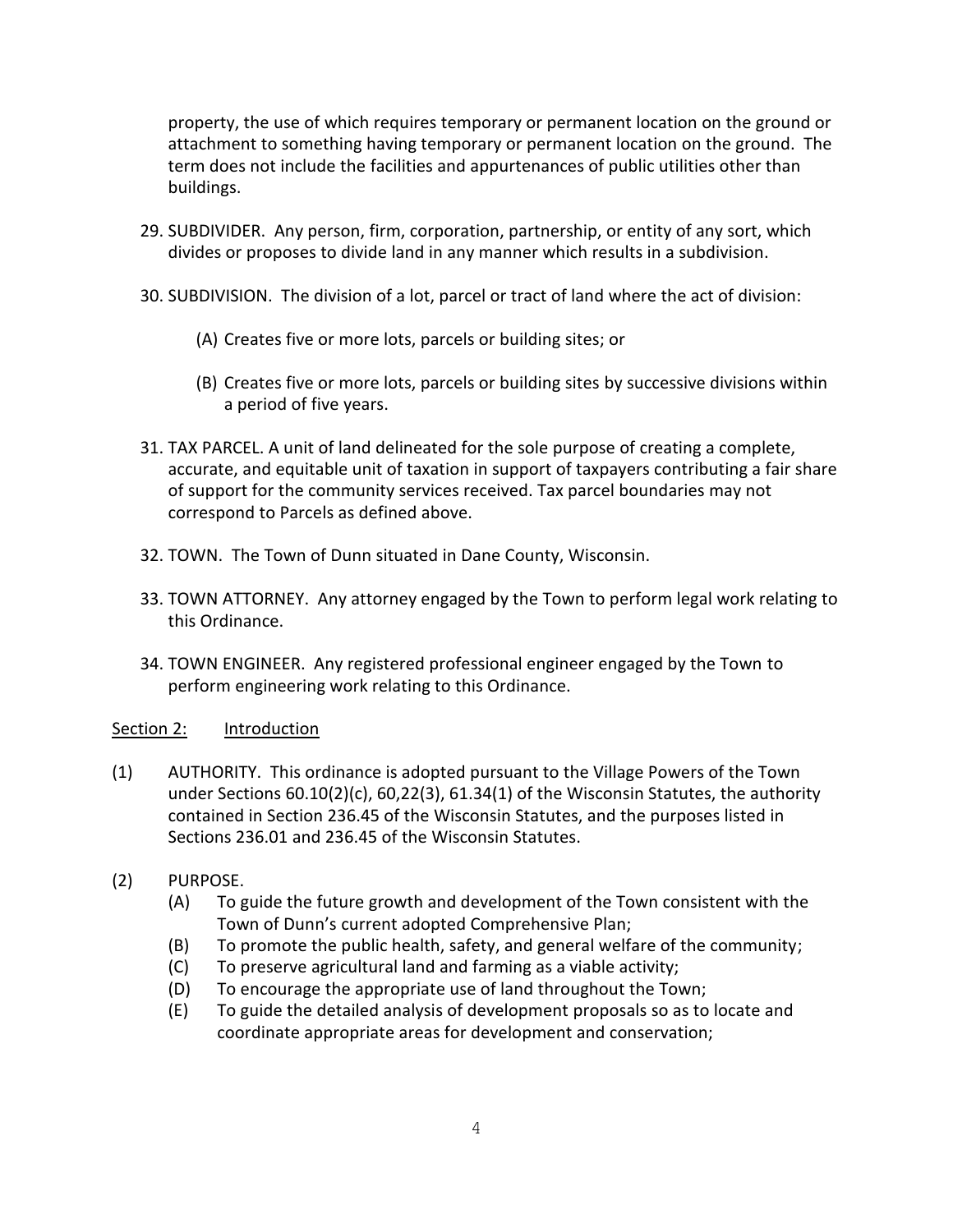property, the use of which requires temporary or permanent location on the ground or attachment to something having temporary or permanent location on the ground. The term does not include the facilities and appurtenances of public utilities other than buildings.

29. SUBDIVIDER. Any person, firm, corporation, partnership, or entity of any sort, which divides or proposes to divide land in any manner which results in a subdivision.

30. SUBDIVISION. The division of a lot, parcel or tract of land where the act of division:

    (A) Creates five or more lots, parcels or building sites; or

    (B) Creates five or more lots, parcels or building sites by successive divisions within a period of five years.

31. TAX PARCEL. A unit of land delineated for the sole purpose of creating a complete, accurate, and equitable unit of taxation in support of taxpayers contributing a fair share of support for the community services received. Tax parcel boundaries may not correspond to Parcels as defined above.

32. TOWN. The Town of Dunn situated in Dane County, Wisconsin.

33. TOWN ATTORNEY. Any attorney engaged by the Town to perform legal work relating to this Ordinance.

34. TOWN ENGINEER. Any registered professional engineer engaged by the Town to perform engineering work relating to this Ordinance.

<u>Section 2: Introduction</u>

(1) AUTHORITY. This ordinance is adopted pursuant to the Village Powers of the Town under Sections 60.10(2)(c), 60,22(3), 61.34(1) of the Wisconsin Statutes, the authority contained in Section 236.45 of the Wisconsin Statutes, and the purposes listed in Sections 236.01 and 236.45 of the Wisconsin Statutes.

(2) PURPOSE.
    (A) To guide the future growth and development of the Town consistent with the Town of Dunn's current adopted Comprehensive Plan;
    (B) To promote the public health, safety, and general welfare of the community;
    (C) To preserve agricultural land and farming as a viable activity;
    (D) To encourage the appropriate use of land throughout the Town;
    (E) To guide the detailed analysis of development proposals so as to locate and coordinate appropriate areas for development and conservation;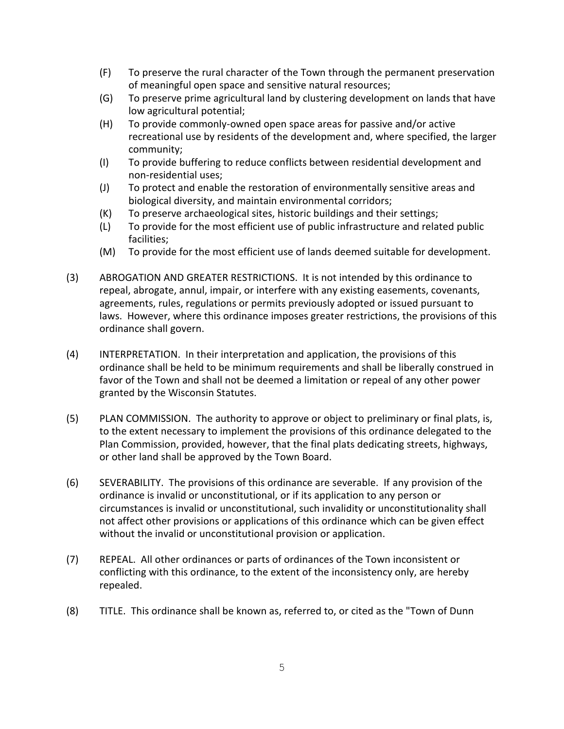(F) To preserve the rural character of the Town through the permanent preservation of meaningful open space and sensitive natural resources;

(G) To preserve prime agricultural land by clustering development on lands that have low agricultural potential;

(H) To provide commonly-owned open space areas for passive and/or active recreational use by residents of the development and, where specified, the larger community;

(I) To provide buffering to reduce conflicts between residential development and non-residential uses;

(J) To protect and enable the restoration of environmentally sensitive areas and biological diversity, and maintain environmental corridors;

(K) To preserve archaeological sites, historic buildings and their settings;

(L) To provide for the most efficient use of public infrastructure and related public facilities;

(M) To provide for the most efficient use of lands deemed suitable for development.

(3) ABROGATION AND GREATER RESTRICTIONS. It is not intended by this ordinance to repeal, abrogate, annul, impair, or interfere with any existing easements, covenants, agreements, rules, regulations or permits previously adopted or issued pursuant to laws. However, where this ordinance imposes greater restrictions, the provisions of this ordinance shall govern.

(4) INTERPRETATION. In their interpretation and application, the provisions of this ordinance shall be held to be minimum requirements and shall be liberally construed in favor of the Town and shall not be deemed a limitation or repeal of any other power granted by the Wisconsin Statutes.

(5) PLAN COMMISSION. The authority to approve or object to preliminary or final plats, is, to the extent necessary to implement the provisions of this ordinance delegated to the Plan Commission, provided, however, that the final plats dedicating streets, highways, or other land shall be approved by the Town Board.

(6) SEVERABILITY. The provisions of this ordinance are severable. If any provision of the ordinance is invalid or unconstitutional, or if its application to any person or circumstances is invalid or unconstitutional, such invalidity or unconstitutionality shall not affect other provisions or applications of this ordinance which can be given effect without the invalid or unconstitutional provision or application.

(7) REPEAL. All other ordinances or parts of ordinances of the Town inconsistent or conflicting with this ordinance, to the extent of the inconsistency only, are hereby repealed.

(8) TITLE. This ordinance shall be known as, referred to, or cited as the "Town of Dunn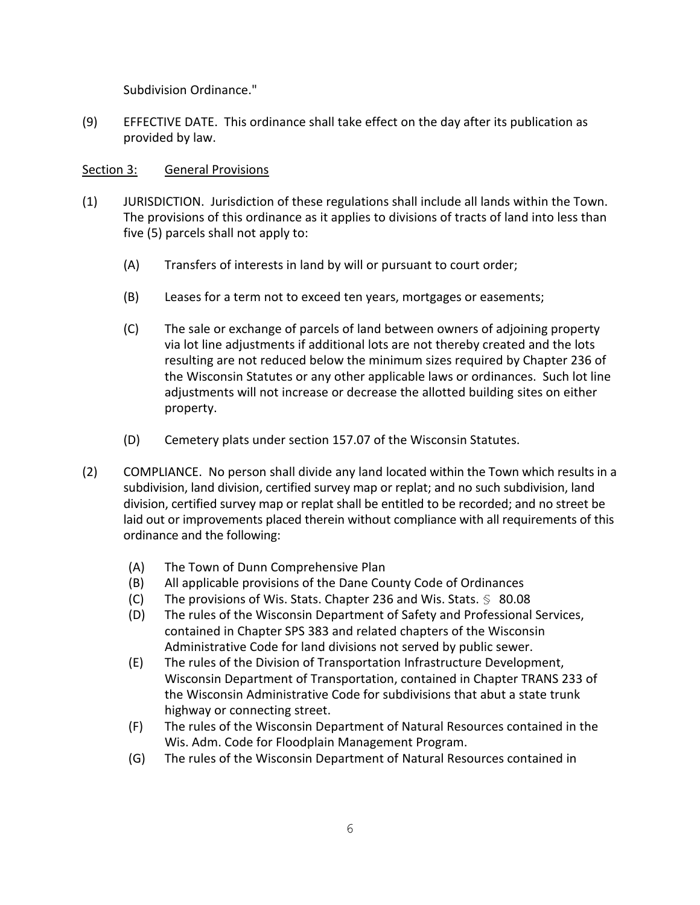Subdivision Ordinance."

(9) EFFECTIVE DATE. This ordinance shall take effect on the day after its publication as provided by law.

## Section 3: General Provisions

(1) JURISDICTION. Jurisdiction of these regulations shall include all lands within the Town. The provisions of this ordinance as it applies to divisions of tracts of land into less than five (5) parcels shall not apply to:

(A) Transfers of interests in land by will or pursuant to court order;

(B) Leases for a term not to exceed ten years, mortgages or easements;

(C) The sale or exchange of parcels of land between owners of adjoining property via lot line adjustments if additional lots are not thereby created and the lots resulting are not reduced below the minimum sizes required by Chapter 236 of the Wisconsin Statutes or any other applicable laws or ordinances. Such lot line adjustments will not increase or decrease the allotted building sites on either property.

(D) Cemetery plats under section 157.07 of the Wisconsin Statutes.

(2) COMPLIANCE. No person shall divide any land located within the Town which results in a subdivision, land division, certified survey map or replat; and no such subdivision, land division, certified survey map or replat shall be entitled to be recorded; and no street be laid out or improvements placed therein without compliance with all requirements of this ordinance and the following:

(A) The Town of Dunn Comprehensive Plan
(B) All applicable provisions of the Dane County Code of Ordinances
(C) The provisions of Wis. Stats. Chapter 236 and Wis. Stats. § 80.08
(D) The rules of the Wisconsin Department of Safety and Professional Services, contained in Chapter SPS 383 and related chapters of the Wisconsin Administrative Code for land divisions not served by public sewer.
(E) The rules of the Division of Transportation Infrastructure Development, Wisconsin Department of Transportation, contained in Chapter TRANS 233 of the Wisconsin Administrative Code for subdivisions that abut a state trunk highway or connecting street.
(F) The rules of the Wisconsin Department of Natural Resources contained in the Wis. Adm. Code for Floodplain Management Program.
(G) The rules of the Wisconsin Department of Natural Resources contained in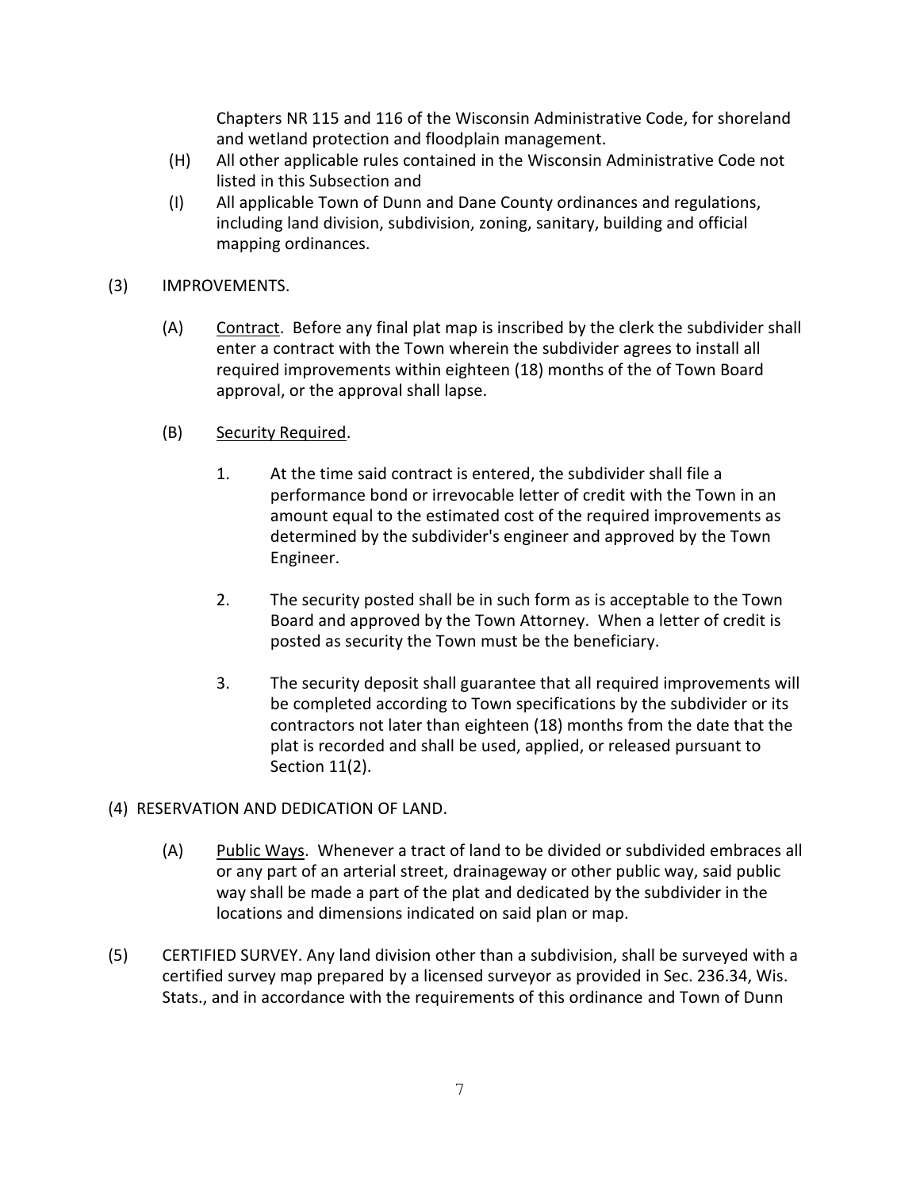Chapters NR 115 and 116 of the Wisconsin Administrative Code, for shoreland and wetland protection and floodplain management.

(H) All other applicable rules contained in the Wisconsin Administrative Code not listed in this Subsection and

(I) All applicable Town of Dunn and Dane County ordinances and regulations, including land division, subdivision, zoning, sanitary, building and official mapping ordinances.

(3) IMPROVEMENTS.

(A) Contract. Before any final plat map is inscribed by the clerk the subdivider shall enter a contract with the Town wherein the subdivider agrees to install all required improvements within eighteen (18) months of the of Town Board approval, or the approval shall lapse.

(B) Security Required.

1. At the time said contract is entered, the subdivider shall file a performance bond or irrevocable letter of credit with the Town in an amount equal to the estimated cost of the required improvements as determined by the subdivider's engineer and approved by the Town Engineer.

2. The security posted shall be in such form as is acceptable to the Town Board and approved by the Town Attorney. When a letter of credit is posted as security the Town must be the beneficiary.

3. The security deposit shall guarantee that all required improvements will be completed according to Town specifications by the subdivider or its contractors not later than eighteen (18) months from the date that the plat is recorded and shall be used, applied, or released pursuant to Section 11(2).

(4) RESERVATION AND DEDICATION OF LAND.

(A) Public Ways. Whenever a tract of land to be divided or subdivided embraces all or any part of an arterial street, drainageway or other public way, said public way shall be made a part of the plat and dedicated by the subdivider in the locations and dimensions indicated on said plan or map.

(5) CERTIFIED SURVEY. Any land division other than a subdivision, shall be surveyed with a certified survey map prepared by a licensed surveyor as provided in Sec. 236.34, Wis. Stats., and in accordance with the requirements of this ordinance and Town of Dunn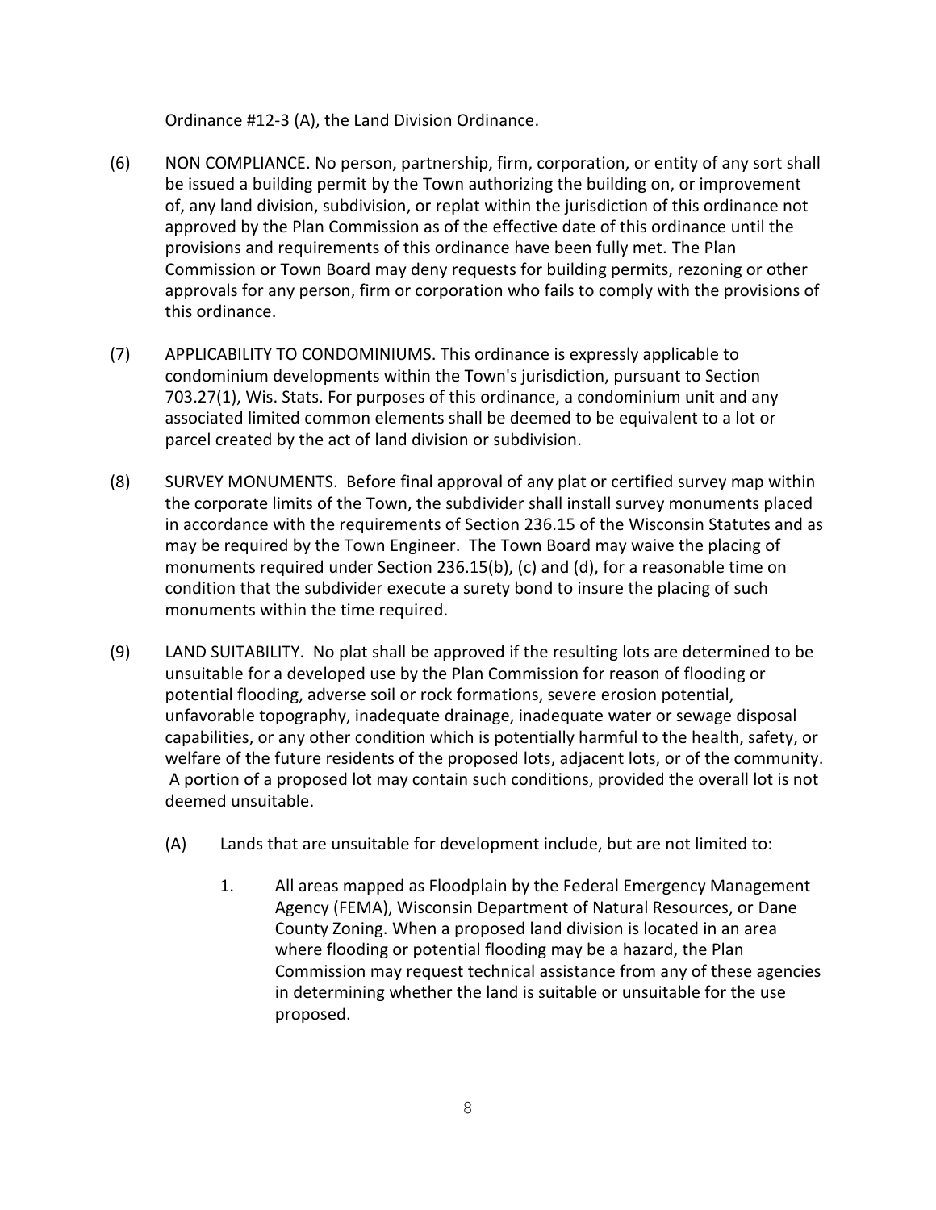Ordinance #12-3 (A), the Land Division Ordinance.

(6) NON COMPLIANCE. No person, partnership, firm, corporation, or entity of any sort shall be issued a building permit by the Town authorizing the building on, or improvement of, any land division, subdivision, or replat within the jurisdiction of this ordinance not approved by the Plan Commission as of the effective date of this ordinance until the provisions and requirements of this ordinance have been fully met. The Plan Commission or Town Board may deny requests for building permits, rezoning or other approvals for any person, firm or corporation who fails to comply with the provisions of this ordinance.

(7) APPLICABILITY TO CONDOMINIUMS. This ordinance is expressly applicable to condominium developments within the Town's jurisdiction, pursuant to Section 703.27(1), Wis. Stats. For purposes of this ordinance, a condominium unit and any associated limited common elements shall be deemed to be equivalent to a lot or parcel created by the act of land division or subdivision.

(8) SURVEY MONUMENTS. Before final approval of any plat or certified survey map within the corporate limits of the Town, the subdivider shall install survey monuments placed in accordance with the requirements of Section 236.15 of the Wisconsin Statutes and as may be required by the Town Engineer. The Town Board may waive the placing of monuments required under Section 236.15(b), (c) and (d), for a reasonable time on condition that the subdivider execute a surety bond to insure the placing of such monuments within the time required.

(9) LAND SUITABILITY. No plat shall be approved if the resulting lots are determined to be unsuitable for a developed use by the Plan Commission for reason of flooding or potential flooding, adverse soil or rock formations, severe erosion potential, unfavorable topography, inadequate drainage, inadequate water or sewage disposal capabilities, or any other condition which is potentially harmful to the health, safety, or welfare of the future residents of the proposed lots, adjacent lots, or of the community. A portion of a proposed lot may contain such conditions, provided the overall lot is not deemed unsuitable.

(A) Lands that are unsuitable for development include, but are not limited to:

1. All areas mapped as Floodplain by the Federal Emergency Management Agency (FEMA), Wisconsin Department of Natural Resources, or Dane County Zoning. When a proposed land division is located in an area where flooding or potential flooding may be a hazard, the Plan Commission may request technical assistance from any of these agencies in determining whether the land is suitable or unsuitable for the use proposed.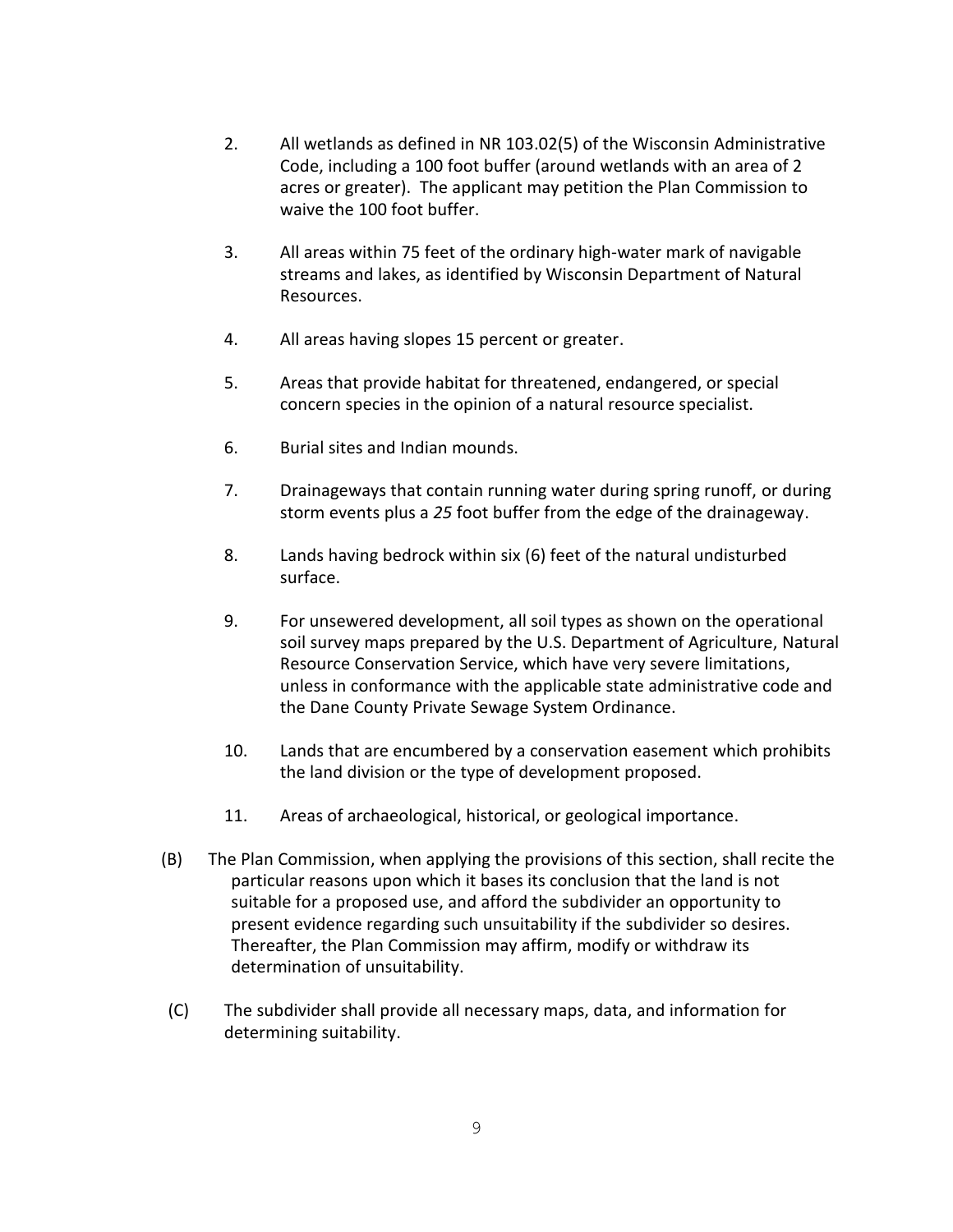2. All wetlands as defined in NR 103.02(5) of the Wisconsin Administrative Code, including a 100 foot buffer (around wetlands with an area of 2 acres or greater). The applicant may petition the Plan Commission to waive the 100 foot buffer.

3. All areas within 75 feet of the ordinary high-water mark of navigable streams and lakes, as identified by Wisconsin Department of Natural Resources.

4. All areas having slopes 15 percent or greater.

5. Areas that provide habitat for threatened, endangered, or special concern species in the opinion of a natural resource specialist.

6. Burial sites and Indian mounds.

7. Drainageways that contain running water during spring runoff, or during storm events plus a *25* foot buffer from the edge of the drainageway.

8. Lands having bedrock within six (6) feet of the natural undisturbed surface.

9. For unsewered development, all soil types as shown on the operational soil survey maps prepared by the U.S. Department of Agriculture, Natural Resource Conservation Service, which have very severe limitations, unless in conformance with the applicable state administrative code and the Dane County Private Sewage System Ordinance.

10. Lands that are encumbered by a conservation easement which prohibits the land division or the type of development proposed.

11. Areas of archaeological, historical, or geological importance.

(B) The Plan Commission, when applying the provisions of this section, shall recite the particular reasons upon which it bases its conclusion that the land is not suitable for a proposed use, and afford the subdivider an opportunity to present evidence regarding such unsuitability if the subdivider so desires. Thereafter, the Plan Commission may affirm, modify or withdraw its determination of unsuitability.

(C) The subdivider shall provide all necessary maps, data, and information for determining suitability.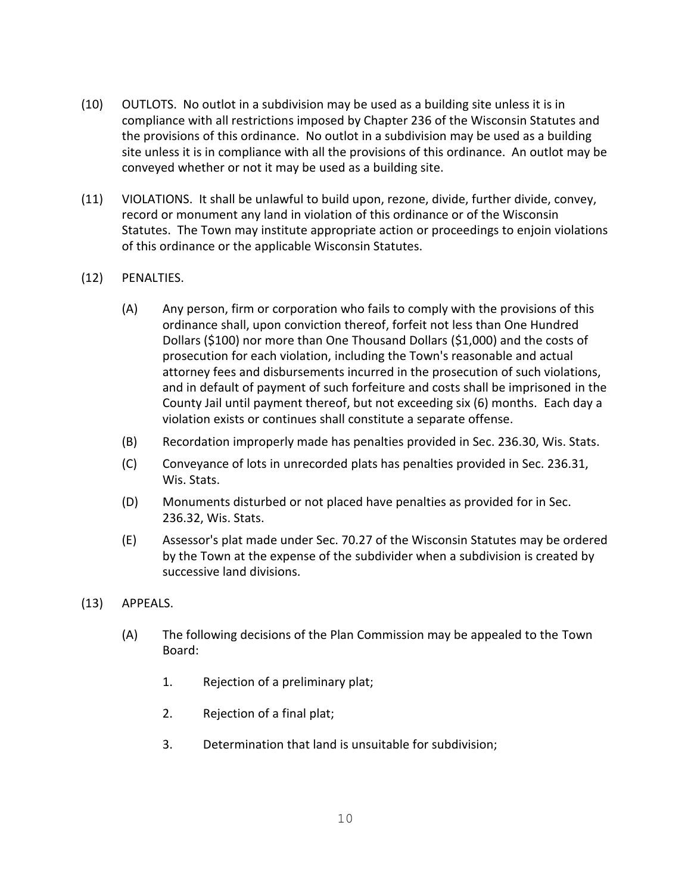(10) OUTLOTS. No outlot in a subdivision may be used as a building site unless it is in compliance with all restrictions imposed by Chapter 236 of the Wisconsin Statutes and the provisions of this ordinance. No outlot in a subdivision may be used as a building site unless it is in compliance with all the provisions of this ordinance. An outlot may be conveyed whether or not it may be used as a building site.

(11) VIOLATIONS. It shall be unlawful to build upon, rezone, divide, further divide, convey, record or monument any land in violation of this ordinance or of the Wisconsin Statutes. The Town may institute appropriate action or proceedings to enjoin violations of this ordinance or the applicable Wisconsin Statutes.

(12) PENALTIES.

- (A) Any person, firm or corporation who fails to comply with the provisions of this ordinance shall, upon conviction thereof, forfeit not less than One Hundred Dollars ($100) nor more than One Thousand Dollars ($1,000) and the costs of prosecution for each violation, including the Town's reasonable and actual attorney fees and disbursements incurred in the prosecution of such violations, and in default of payment of such forfeiture and costs shall be imprisoned in the County Jail until payment thereof, but not exceeding six (6) months. Each day a violation exists or continues shall constitute a separate offense.
- (B) Recordation improperly made has penalties provided in Sec. 236.30, Wis. Stats.
- (C) Conveyance of lots in unrecorded plats has penalties provided in Sec. 236.31, Wis. Stats.
- (D) Monuments disturbed or not placed have penalties as provided for in Sec. 236.32, Wis. Stats.
- (E) Assessor's plat made under Sec. 70.27 of the Wisconsin Statutes may be ordered by the Town at the expense of the subdivider when a subdivision is created by successive land divisions.

(13) APPEALS.

- (A) The following decisions of the Plan Commission may be appealed to the Town Board:
  1. Rejection of a preliminary plat;
  2. Rejection of a final plat;
  3. Determination that land is unsuitable for subdivision;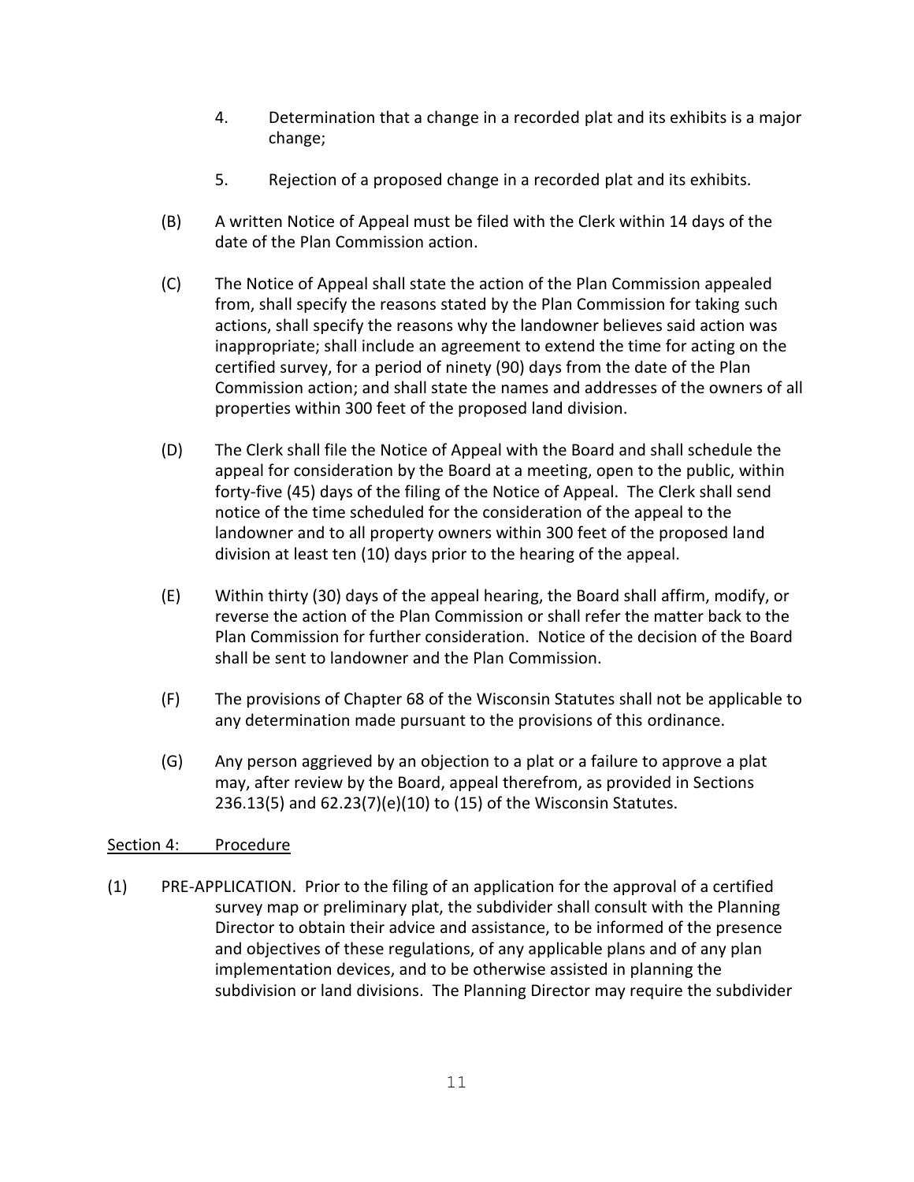4. Determination that a change in a recorded plat and its exhibits is a major change;

5. Rejection of a proposed change in a recorded plat and its exhibits.

(B) A written Notice of Appeal must be filed with the Clerk within 14 days of the date of the Plan Commission action.

(C) The Notice of Appeal shall state the action of the Plan Commission appealed from, shall specify the reasons stated by the Plan Commission for taking such actions, shall specify the reasons why the landowner believes said action was inappropriate; shall include an agreement to extend the time for acting on the certified survey, for a period of ninety (90) days from the date of the Plan Commission action; and shall state the names and addresses of the owners of all properties within 300 feet of the proposed land division.

(D) The Clerk shall file the Notice of Appeal with the Board and shall schedule the appeal for consideration by the Board at a meeting, open to the public, within forty-five (45) days of the filing of the Notice of Appeal. The Clerk shall send notice of the time scheduled for the consideration of the appeal to the landowner and to all property owners within 300 feet of the proposed land division at least ten (10) days prior to the hearing of the appeal.

(E) Within thirty (30) days of the appeal hearing, the Board shall affirm, modify, or reverse the action of the Plan Commission or shall refer the matter back to the Plan Commission for further consideration. Notice of the decision of the Board shall be sent to landowner and the Plan Commission.

(F) The provisions of Chapter 68 of the Wisconsin Statutes shall not be applicable to any determination made pursuant to the provisions of this ordinance.

(G) Any person aggrieved by an objection to a plat or a failure to approve a plat may, after review by the Board, appeal therefrom, as provided in Sections 236.13(5) and 62.23(7)(e)(10) to (15) of the Wisconsin Statutes.

## Section 4: Procedure

(1) PRE-APPLICATION. Prior to the filing of an application for the approval of a certified survey map or preliminary plat, the subdivider shall consult with the Planning Director to obtain their advice and assistance, to be informed of the presence and objectives of these regulations, of any applicable plans and of any plan implementation devices, and to be otherwise assisted in planning the subdivision or land divisions. The Planning Director may require the subdivider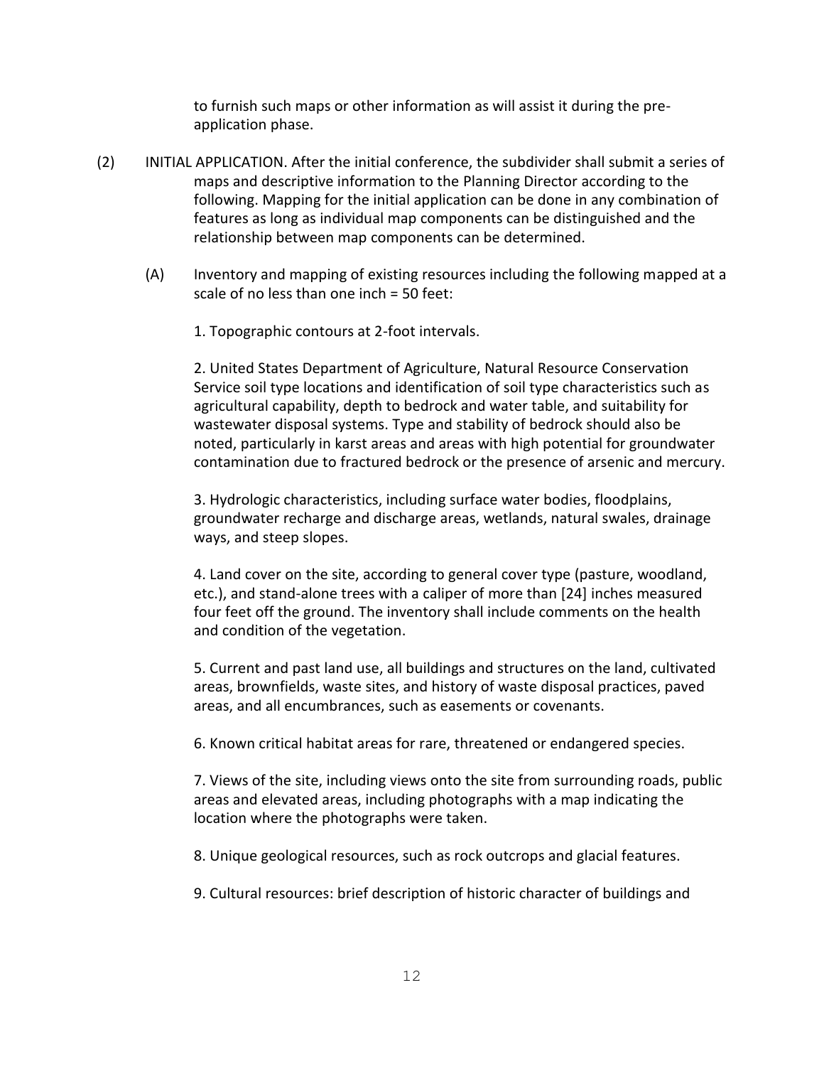to furnish such maps or other information as will assist it during the pre-application phase.

(2) INITIAL APPLICATION. After the initial conference, the subdivider shall submit a series of maps and descriptive information to the Planning Director according to the following. Mapping for the initial application can be done in any combination of features as long as individual map components can be distinguished and the relationship between map components can be determined.

(A) Inventory and mapping of existing resources including the following mapped at a scale of no less than one inch = 50 feet:

1. Topographic contours at 2-foot intervals.

2. United States Department of Agriculture, Natural Resource Conservation Service soil type locations and identification of soil type characteristics such as agricultural capability, depth to bedrock and water table, and suitability for wastewater disposal systems. Type and stability of bedrock should also be noted, particularly in karst areas and areas with high potential for groundwater contamination due to fractured bedrock or the presence of arsenic and mercury.

3. Hydrologic characteristics, including surface water bodies, floodplains, groundwater recharge and discharge areas, wetlands, natural swales, drainage ways, and steep slopes.

4. Land cover on the site, according to general cover type (pasture, woodland, etc.), and stand-alone trees with a caliper of more than [24] inches measured four feet off the ground. The inventory shall include comments on the health and condition of the vegetation.

5. Current and past land use, all buildings and structures on the land, cultivated areas, brownfields, waste sites, and history of waste disposal practices, paved areas, and all encumbrances, such as easements or covenants.

6. Known critical habitat areas for rare, threatened or endangered species.

7. Views of the site, including views onto the site from surrounding roads, public areas and elevated areas, including photographs with a map indicating the location where the photographs were taken.

8. Unique geological resources, such as rock outcrops and glacial features.

9. Cultural resources: brief description of historic character of buildings and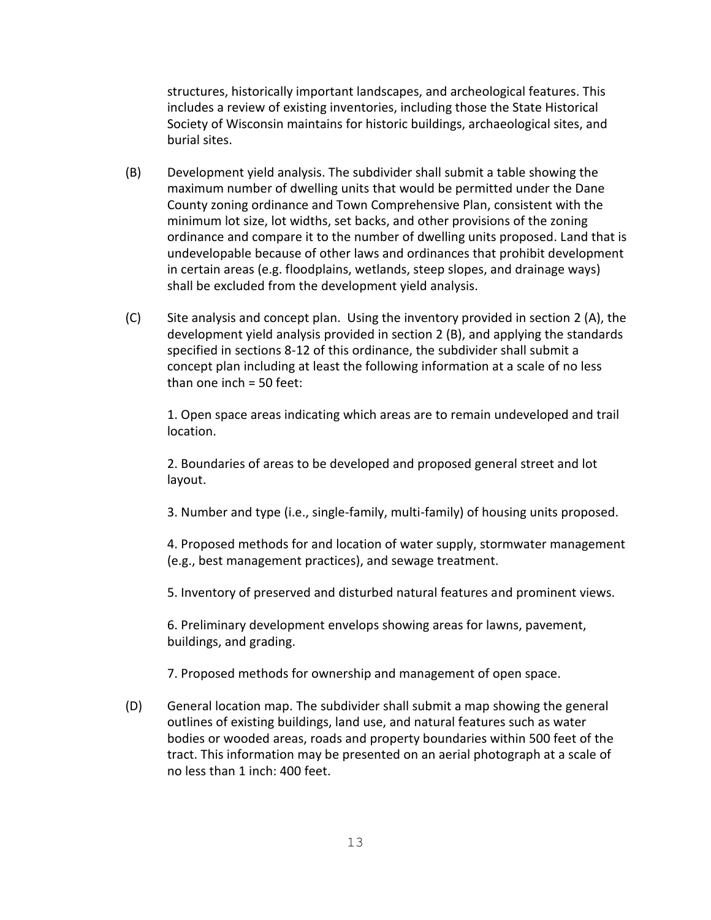structures, historically important landscapes, and archeological features. This includes a review of existing inventories, including those the State Historical Society of Wisconsin maintains for historic buildings, archaeological sites, and burial sites.

(B) Development yield analysis. The subdivider shall submit a table showing the maximum number of dwelling units that would be permitted under the Dane County zoning ordinance and Town Comprehensive Plan, consistent with the minimum lot size, lot widths, set backs, and other provisions of the zoning ordinance and compare it to the number of dwelling units proposed. Land that is undevelopable because of other laws and ordinances that prohibit development in certain areas (e.g. floodplains, wetlands, steep slopes, and drainage ways) shall be excluded from the development yield analysis.

(C) Site analysis and concept plan. Using the inventory provided in section 2 (A), the development yield analysis provided in section 2 (B), and applying the standards specified in sections 8-12 of this ordinance, the subdivider shall submit a concept plan including at least the following information at a scale of no less than one inch = 50 feet:

1. Open space areas indicating which areas are to remain undeveloped and trail location.

2. Boundaries of areas to be developed and proposed general street and lot layout.

3. Number and type (i.e., single-family, multi-family) of housing units proposed.

4. Proposed methods for and location of water supply, stormwater management (e.g., best management practices), and sewage treatment.

5. Inventory of preserved and disturbed natural features and prominent views.

6. Preliminary development envelops showing areas for lawns, pavement, buildings, and grading.

7. Proposed methods for ownership and management of open space.

(D) General location map. The subdivider shall submit a map showing the general outlines of existing buildings, land use, and natural features such as water bodies or wooded areas, roads and property boundaries within 500 feet of the tract. This information may be presented on an aerial photograph at a scale of no less than 1 inch: 400 feet.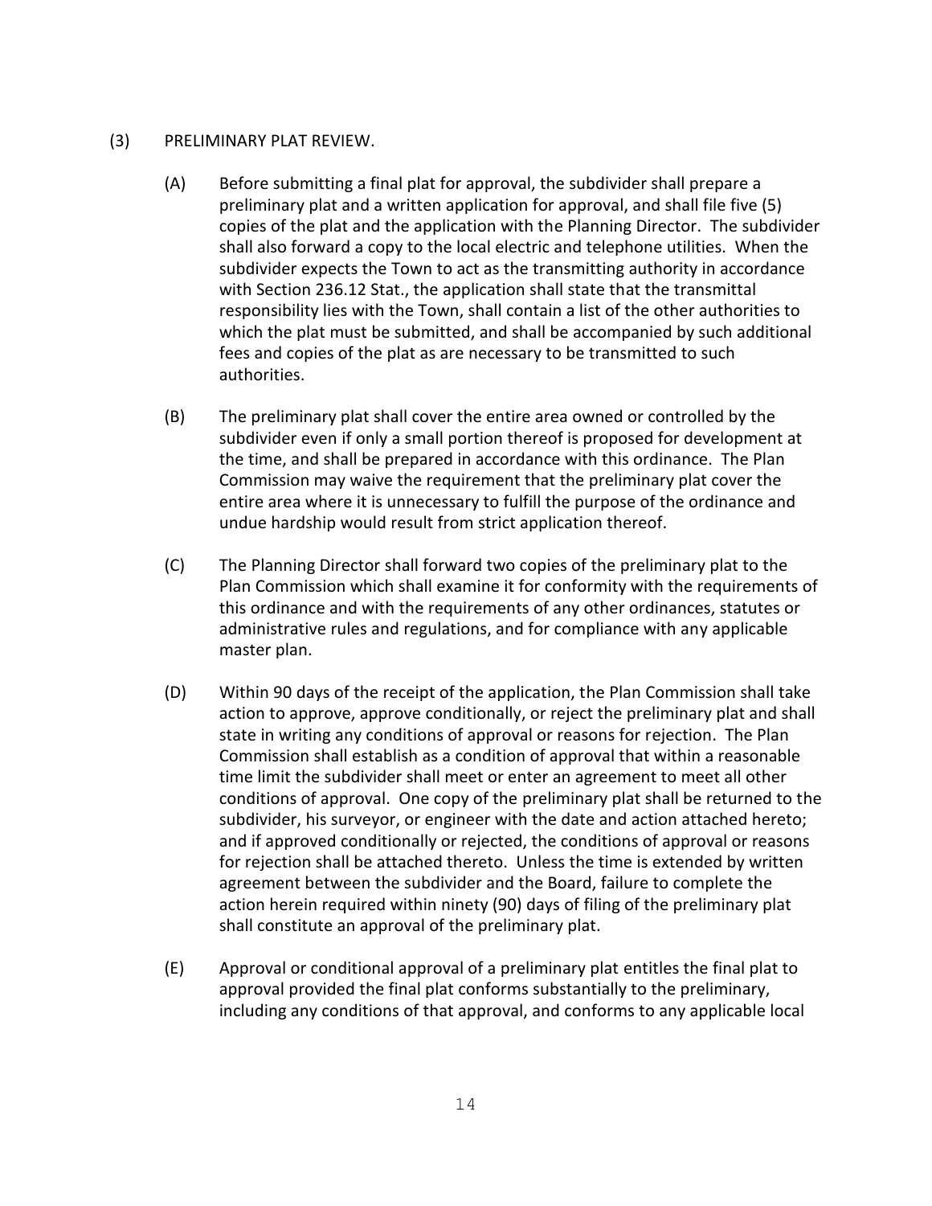(3) PRELIMINARY PLAT REVIEW.

(A) Before submitting a final plat for approval, the subdivider shall prepare a preliminary plat and a written application for approval, and shall file five (5) copies of the plat and the application with the Planning Director. The subdivider shall also forward a copy to the local electric and telephone utilities. When the subdivider expects the Town to act as the transmitting authority in accordance with Section 236.12 Stat., the application shall state that the transmittal responsibility lies with the Town, shall contain a list of the other authorities to which the plat must be submitted, and shall be accompanied by such additional fees and copies of the plat as are necessary to be transmitted to such authorities.

(B) The preliminary plat shall cover the entire area owned or controlled by the subdivider even if only a small portion thereof is proposed for development at the time, and shall be prepared in accordance with this ordinance. The Plan Commission may waive the requirement that the preliminary plat cover the entire area where it is unnecessary to fulfill the purpose of the ordinance and undue hardship would result from strict application thereof.

(C) The Planning Director shall forward two copies of the preliminary plat to the Plan Commission which shall examine it for conformity with the requirements of this ordinance and with the requirements of any other ordinances, statutes or administrative rules and regulations, and for compliance with any applicable master plan.

(D) Within 90 days of the receipt of the application, the Plan Commission shall take action to approve, approve conditionally, or reject the preliminary plat and shall state in writing any conditions of approval or reasons for rejection. The Plan Commission shall establish as a condition of approval that within a reasonable time limit the subdivider shall meet or enter an agreement to meet all other conditions of approval. One copy of the preliminary plat shall be returned to the subdivider, his surveyor, or engineer with the date and action attached hereto; and if approved conditionally or rejected, the conditions of approval or reasons for rejection shall be attached thereto. Unless the time is extended by written agreement between the subdivider and the Board, failure to complete the action herein required within ninety (90) days of filing of the preliminary plat shall constitute an approval of the preliminary plat.

(E) Approval or conditional approval of a preliminary plat entitles the final plat to approval provided the final plat conforms substantially to the preliminary, including any conditions of that approval, and conforms to any applicable local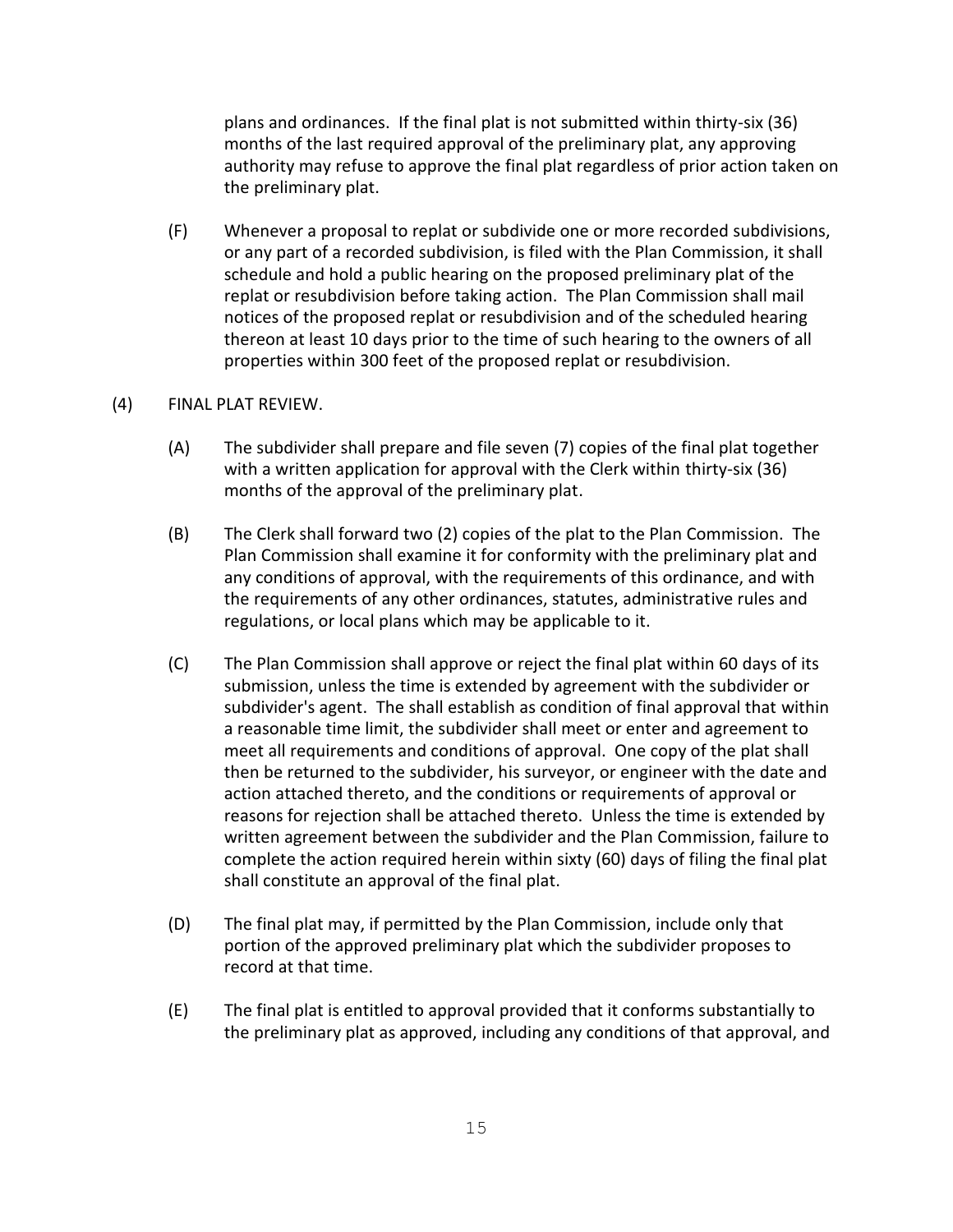plans and ordinances. If the final plat is not submitted within thirty-six (36) months of the last required approval of the preliminary plat, any approving authority may refuse to approve the final plat regardless of prior action taken on the preliminary plat.

(F) Whenever a proposal to replat or subdivide one or more recorded subdivisions, or any part of a recorded subdivision, is filed with the Plan Commission, it shall schedule and hold a public hearing on the proposed preliminary plat of the replat or resubdivision before taking action. The Plan Commission shall mail notices of the proposed replat or resubdivision and of the scheduled hearing thereon at least 10 days prior to the time of such hearing to the owners of all properties within 300 feet of the proposed replat or resubdivision.

(4) FINAL PLAT REVIEW.

(A) The subdivider shall prepare and file seven (7) copies of the final plat together with a written application for approval with the Clerk within thirty-six (36) months of the approval of the preliminary plat.

(B) The Clerk shall forward two (2) copies of the plat to the Plan Commission. The Plan Commission shall examine it for conformity with the preliminary plat and any conditions of approval, with the requirements of this ordinance, and with the requirements of any other ordinances, statutes, administrative rules and regulations, or local plans which may be applicable to it.

(C) The Plan Commission shall approve or reject the final plat within 60 days of its submission, unless the time is extended by agreement with the subdivider or subdivider's agent. The shall establish as condition of final approval that within a reasonable time limit, the subdivider shall meet or enter and agreement to meet all requirements and conditions of approval. One copy of the plat shall then be returned to the subdivider, his surveyor, or engineer with the date and action attached thereto, and the conditions or requirements of approval or reasons for rejection shall be attached thereto. Unless the time is extended by written agreement between the subdivider and the Plan Commission, failure to complete the action required herein within sixty (60) days of filing the final plat shall constitute an approval of the final plat.

(D) The final plat may, if permitted by the Plan Commission, include only that portion of the approved preliminary plat which the subdivider proposes to record at that time.

(E) The final plat is entitled to approval provided that it conforms substantially to the preliminary plat as approved, including any conditions of that approval, and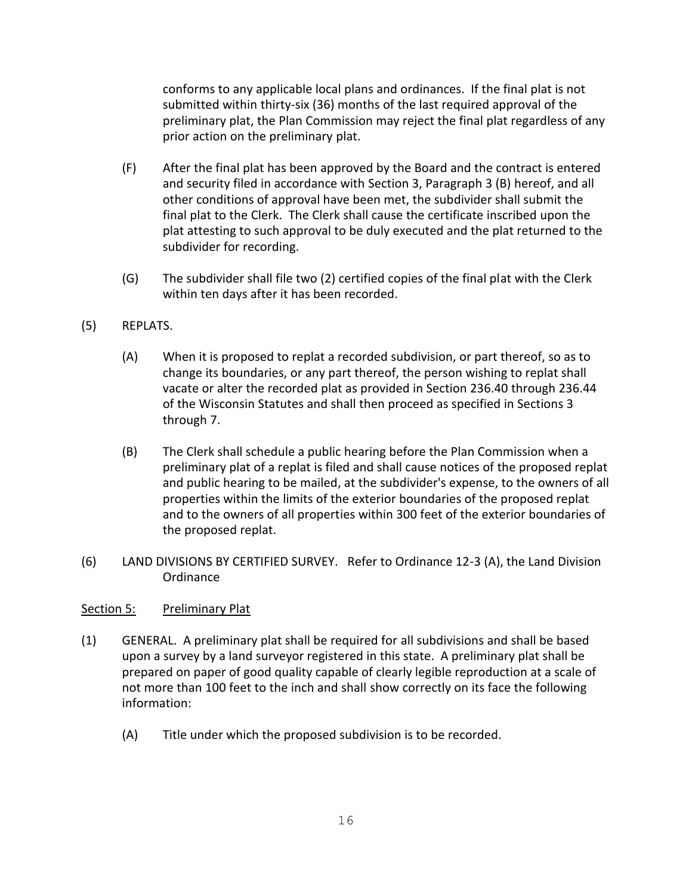conforms to any applicable local plans and ordinances. If the final plat is not submitted within thirty-six (36) months of the last required approval of the preliminary plat, the Plan Commission may reject the final plat regardless of any prior action on the preliminary plat.

(F) After the final plat has been approved by the Board and the contract is entered and security filed in accordance with Section 3, Paragraph 3 (B) hereof, and all other conditions of approval have been met, the subdivider shall submit the final plat to the Clerk. The Clerk shall cause the certificate inscribed upon the plat attesting to such approval to be duly executed and the plat returned to the subdivider for recording.

(G) The subdivider shall file two (2) certified copies of the final plat with the Clerk within ten days after it has been recorded.

(5) REPLATS.

(A) When it is proposed to replat a recorded subdivision, or part thereof, so as to change its boundaries, or any part thereof, the person wishing to replat shall vacate or alter the recorded plat as provided in Section 236.40 through 236.44 of the Wisconsin Statutes and shall then proceed as specified in Sections 3 through 7.

(B) The Clerk shall schedule a public hearing before the Plan Commission when a preliminary plat of a replat is filed and shall cause notices of the proposed replat and public hearing to be mailed, at the subdivider's expense, to the owners of all properties within the limits of the exterior boundaries of the proposed replat and to the owners of all properties within 300 feet of the exterior boundaries of the proposed replat.

(6) LAND DIVISIONS BY CERTIFIED SURVEY. Refer to Ordinance 12-3 (A), the Land Division Ordinance

<u>Section 5:</u> <u>Preliminary Plat</u>

(1) GENERAL. A preliminary plat shall be required for all subdivisions and shall be based upon a survey by a land surveyor registered in this state. A preliminary plat shall be prepared on paper of good quality capable of clearly legible reproduction at a scale of not more than 100 feet to the inch and shall show correctly on its face the following information:

(A) Title under which the proposed subdivision is to be recorded.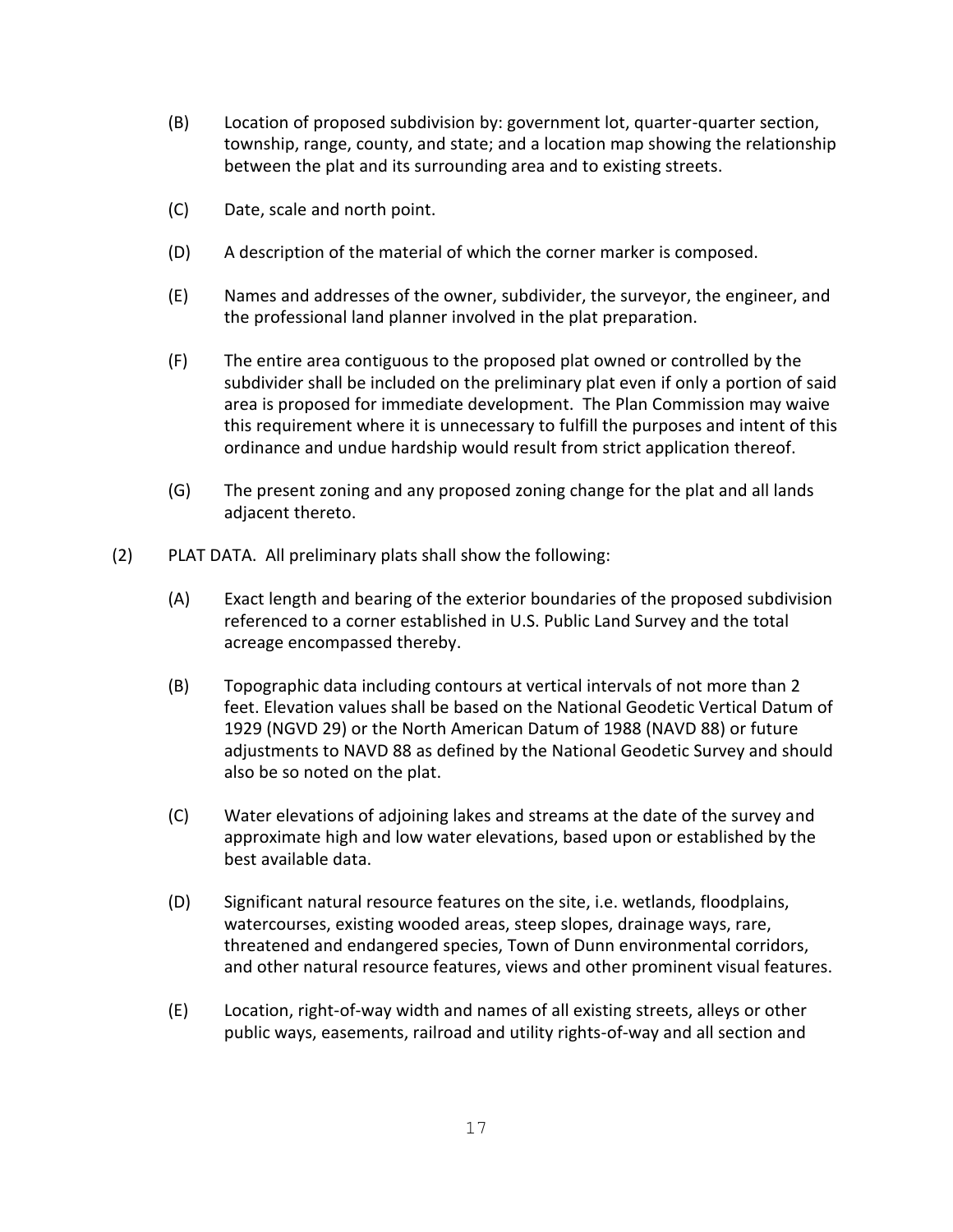(B) Location of proposed subdivision by: government lot, quarter-quarter section, township, range, county, and state; and a location map showing the relationship between the plat and its surrounding area and to existing streets.

(C) Date, scale and north point.

(D) A description of the material of which the corner marker is composed.

(E) Names and addresses of the owner, subdivider, the surveyor, the engineer, and the professional land planner involved in the plat preparation.

(F) The entire area contiguous to the proposed plat owned or controlled by the subdivider shall be included on the preliminary plat even if only a portion of said area is proposed for immediate development. The Plan Commission may waive this requirement where it is unnecessary to fulfill the purposes and intent of this ordinance and undue hardship would result from strict application thereof.

(G) The present zoning and any proposed zoning change for the plat and all lands adjacent thereto.

(2) PLAT DATA. All preliminary plats shall show the following:

(A) Exact length and bearing of the exterior boundaries of the proposed subdivision referenced to a corner established in U.S. Public Land Survey and the total acreage encompassed thereby.

(B) Topographic data including contours at vertical intervals of not more than 2 feet. Elevation values shall be based on the National Geodetic Vertical Datum of 1929 (NGVD 29) or the North American Datum of 1988 (NAVD 88) or future adjustments to NAVD 88 as defined by the National Geodetic Survey and should also be so noted on the plat.

(C) Water elevations of adjoining lakes and streams at the date of the survey and approximate high and low water elevations, based upon or established by the best available data.

(D) Significant natural resource features on the site, i.e. wetlands, floodplains, watercourses, existing wooded areas, steep slopes, drainage ways, rare, threatened and endangered species, Town of Dunn environmental corridors, and other natural resource features, views and other prominent visual features.

(E) Location, right-of-way width and names of all existing streets, alleys or other public ways, easements, railroad and utility rights-of-way and all section and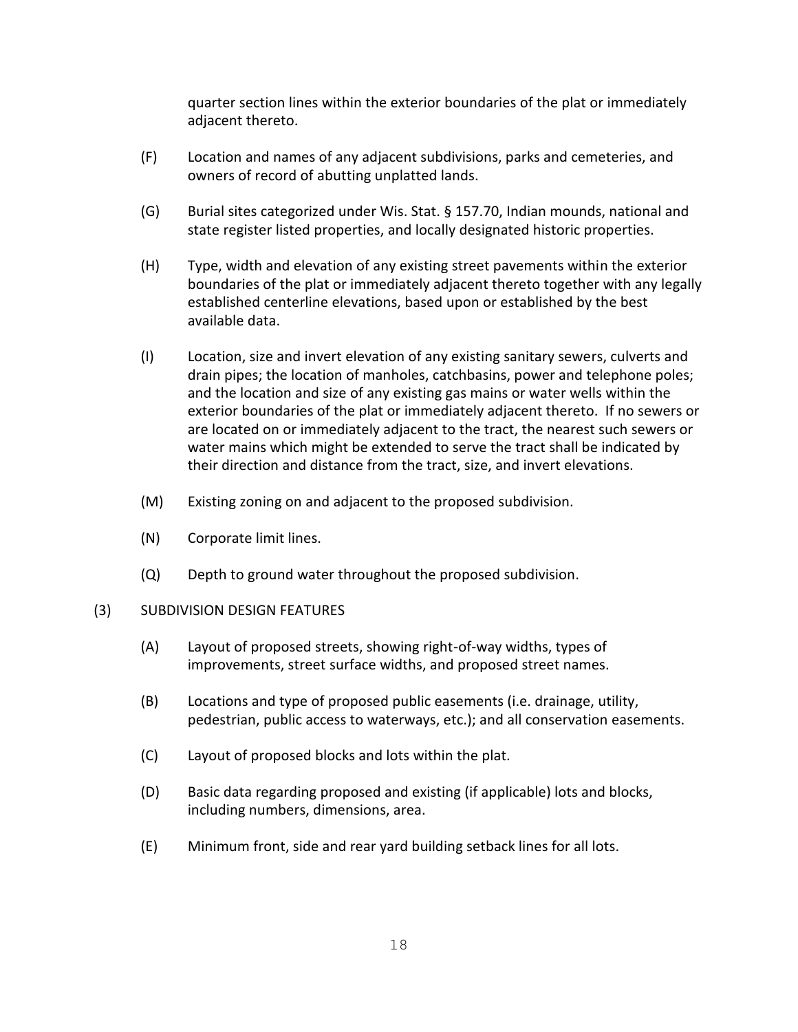quarter section lines within the exterior boundaries of the plat or immediately adjacent thereto.

(F) Location and names of any adjacent subdivisions, parks and cemeteries, and owners of record of abutting unplatted lands.

(G) Burial sites categorized under Wis. Stat. § 157.70, Indian mounds, national and state register listed properties, and locally designated historic properties.

(H) Type, width and elevation of any existing street pavements within the exterior boundaries of the plat or immediately adjacent thereto together with any legally established centerline elevations, based upon or established by the best available data.

(I) Location, size and invert elevation of any existing sanitary sewers, culverts and drain pipes; the location of manholes, catchbasins, power and telephone poles; and the location and size of any existing gas mains or water wells within the exterior boundaries of the plat or immediately adjacent thereto. If no sewers or are located on or immediately adjacent to the tract, the nearest such sewers or water mains which might be extended to serve the tract shall be indicated by their direction and distance from the tract, size, and invert elevations.

(M) Existing zoning on and adjacent to the proposed subdivision.

(N) Corporate limit lines.

(Q) Depth to ground water throughout the proposed subdivision.

(3) SUBDIVISION DESIGN FEATURES

(A) Layout of proposed streets, showing right-of-way widths, types of improvements, street surface widths, and proposed street names.

(B) Locations and type of proposed public easements (i.e. drainage, utility, pedestrian, public access to waterways, etc.); and all conservation easements.

(C) Layout of proposed blocks and lots within the plat.

(D) Basic data regarding proposed and existing (if applicable) lots and blocks, including numbers, dimensions, area.

(E) Minimum front, side and rear yard building setback lines for all lots.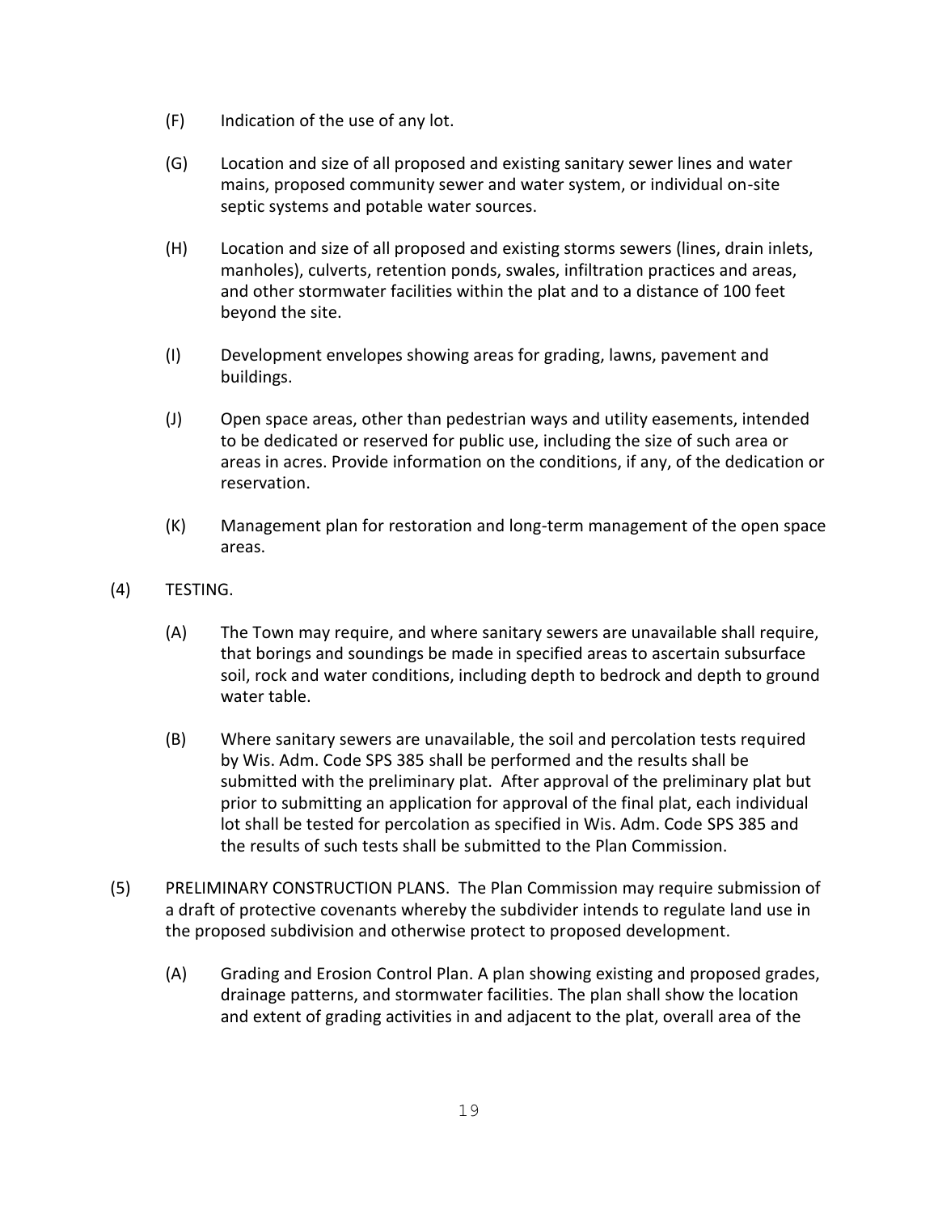(F) Indication of the use of any lot.

(G) Location and size of all proposed and existing sanitary sewer lines and water mains, proposed community sewer and water system, or individual on-site septic systems and potable water sources.

(H) Location and size of all proposed and existing storms sewers (lines, drain inlets, manholes), culverts, retention ponds, swales, infiltration practices and areas, and other stormwater facilities within the plat and to a distance of 100 feet beyond the site.

(I) Development envelopes showing areas for grading, lawns, pavement and buildings.

(J) Open space areas, other than pedestrian ways and utility easements, intended to be dedicated or reserved for public use, including the size of such area or areas in acres. Provide information on the conditions, if any, of the dedication or reservation.

(K) Management plan for restoration and long-term management of the open space areas.

(4) TESTING.

(A) The Town may require, and where sanitary sewers are unavailable shall require, that borings and soundings be made in specified areas to ascertain subsurface soil, rock and water conditions, including depth to bedrock and depth to ground water table.

(B) Where sanitary sewers are unavailable, the soil and percolation tests required by Wis. Adm. Code SPS 385 shall be performed and the results shall be submitted with the preliminary plat. After approval of the preliminary plat but prior to submitting an application for approval of the final plat, each individual lot shall be tested for percolation as specified in Wis. Adm. Code SPS 385 and the results of such tests shall be submitted to the Plan Commission.

(5) PRELIMINARY CONSTRUCTION PLANS. The Plan Commission may require submission of a draft of protective covenants whereby the subdivider intends to regulate land use in the proposed subdivision and otherwise protect to proposed development.

(A) Grading and Erosion Control Plan. A plan showing existing and proposed grades, drainage patterns, and stormwater facilities. The plan shall show the location and extent of grading activities in and adjacent to the plat, overall area of the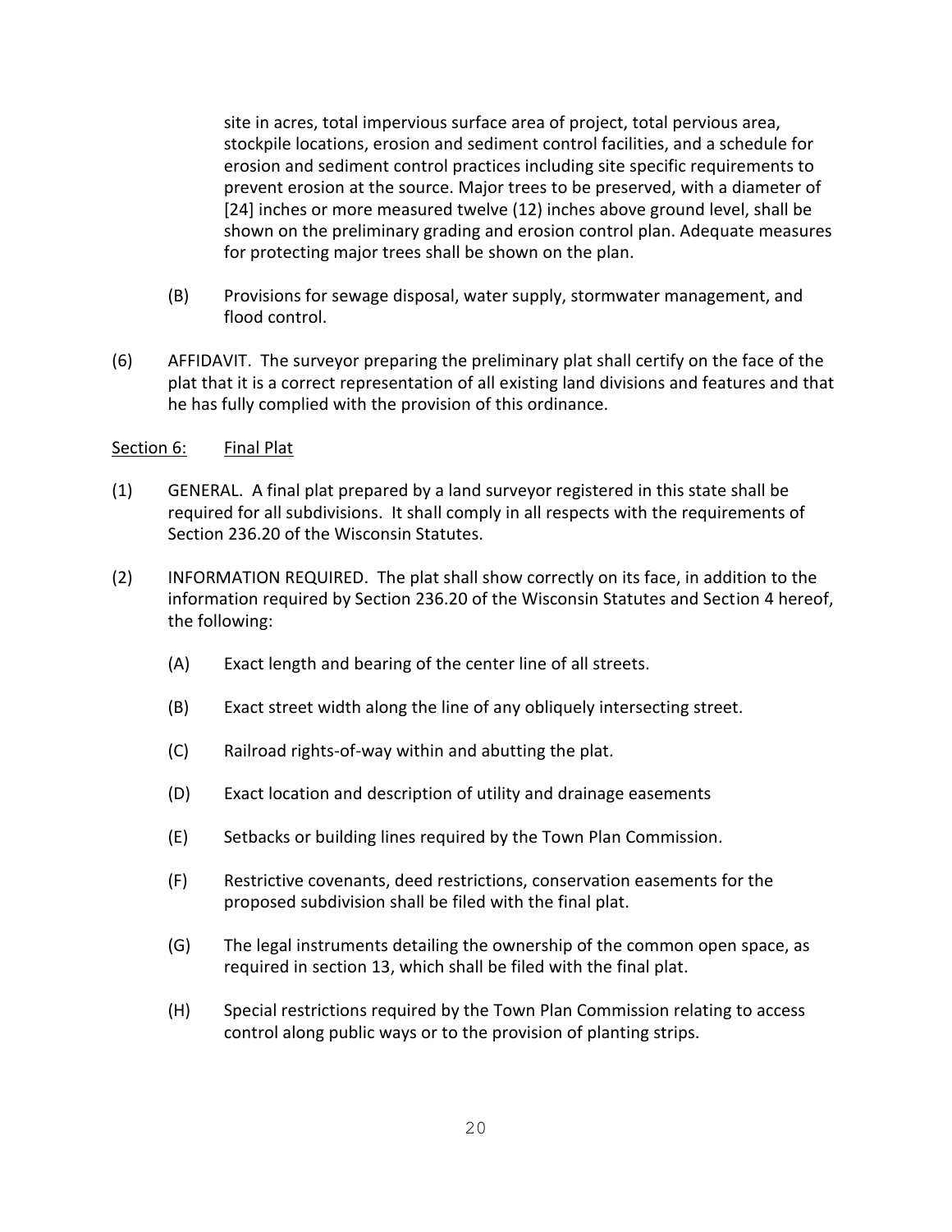site in acres, total impervious surface area of project, total pervious area, stockpile locations, erosion and sediment control facilities, and a schedule for erosion and sediment control practices including site specific requirements to prevent erosion at the source. Major trees to be preserved, with a diameter of [24] inches or more measured twelve (12) inches above ground level, shall be shown on the preliminary grading and erosion control plan. Adequate measures for protecting major trees shall be shown on the plan.

(B) Provisions for sewage disposal, water supply, stormwater management, and flood control.

(6) AFFIDAVIT. The surveyor preparing the preliminary plat shall certify on the face of the plat that it is a correct representation of all existing land divisions and features and that he has fully complied with the provision of this ordinance.

## Section 6: Final Plat

(1) GENERAL. A final plat prepared by a land surveyor registered in this state shall be required for all subdivisions. It shall comply in all respects with the requirements of Section 236.20 of the Wisconsin Statutes.

(2) INFORMATION REQUIRED. The plat shall show correctly on its face, in addition to the information required by Section 236.20 of the Wisconsin Statutes and Section 4 hereof, the following:

(A) Exact length and bearing of the center line of all streets.

(B) Exact street width along the line of any obliquely intersecting street.

(C) Railroad rights-of-way within and abutting the plat.

(D) Exact location and description of utility and drainage easements

(E) Setbacks or building lines required by the Town Plan Commission.

(F) Restrictive covenants, deed restrictions, conservation easements for the proposed subdivision shall be filed with the final plat.

(G) The legal instruments detailing the ownership of the common open space, as required in section 13, which shall be filed with the final plat.

(H) Special restrictions required by the Town Plan Commission relating to access control along public ways or to the provision of planting strips.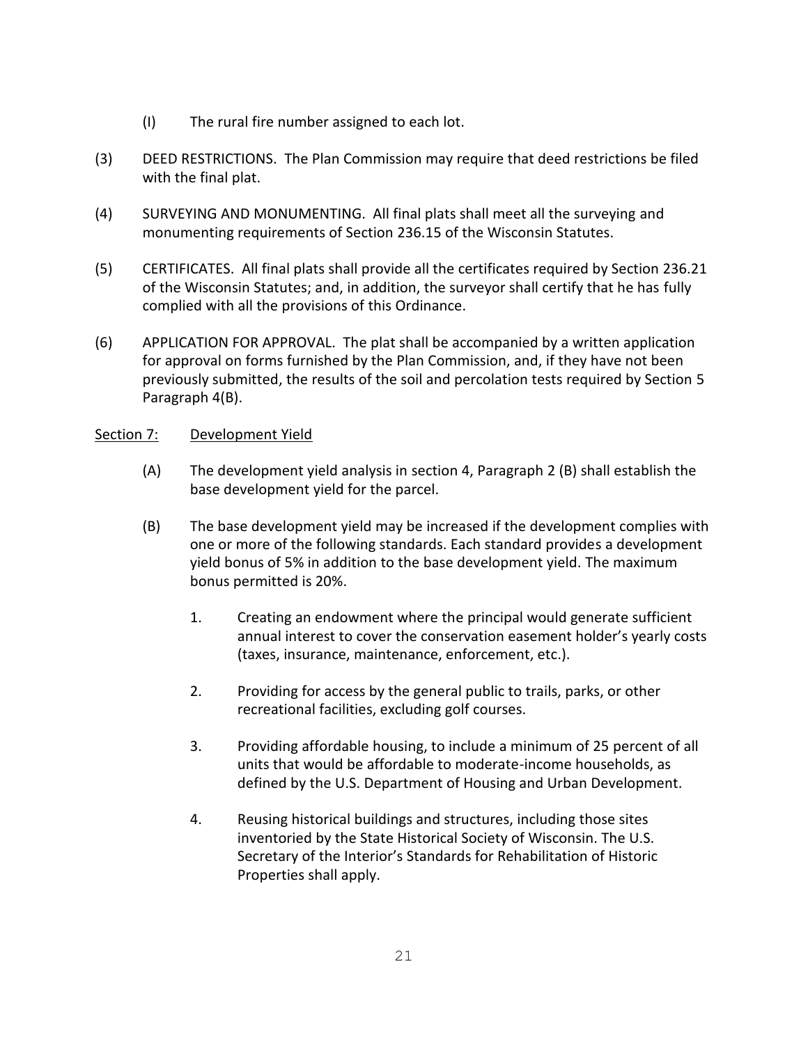(I) The rural fire number assigned to each lot.

(3) DEED RESTRICTIONS. The Plan Commission may require that deed restrictions be filed with the final plat.

(4) SURVEYING AND MONUMENTING. All final plats shall meet all the surveying and monumenting requirements of Section 236.15 of the Wisconsin Statutes.

(5) CERTIFICATES. All final plats shall provide all the certificates required by Section 236.21 of the Wisconsin Statutes; and, in addition, the surveyor shall certify that he has fully complied with all the provisions of this Ordinance.

(6) APPLICATION FOR APPROVAL. The plat shall be accompanied by a written application for approval on forms furnished by the Plan Commission, and, if they have not been previously submitted, the results of the soil and percolation tests required by Section 5 Paragraph 4(B).

<u>Section 7:</u> <u>Development Yield</u>

(A) The development yield analysis in section 4, Paragraph 2 (B) shall establish the base development yield for the parcel.

(B) The base development yield may be increased if the development complies with one or more of the following standards. Each standard provides a development yield bonus of 5% in addition to the base development yield. The maximum bonus permitted is 20%.

1. Creating an endowment where the principal would generate sufficient annual interest to cover the conservation easement holder's yearly costs (taxes, insurance, maintenance, enforcement, etc.).

2. Providing for access by the general public to trails, parks, or other recreational facilities, excluding golf courses.

3. Providing affordable housing, to include a minimum of 25 percent of all units that would be affordable to moderate-income households, as defined by the U.S. Department of Housing and Urban Development.

4. Reusing historical buildings and structures, including those sites inventoried by the State Historical Society of Wisconsin. The U.S. Secretary of the Interior's Standards for Rehabilitation of Historic Properties shall apply.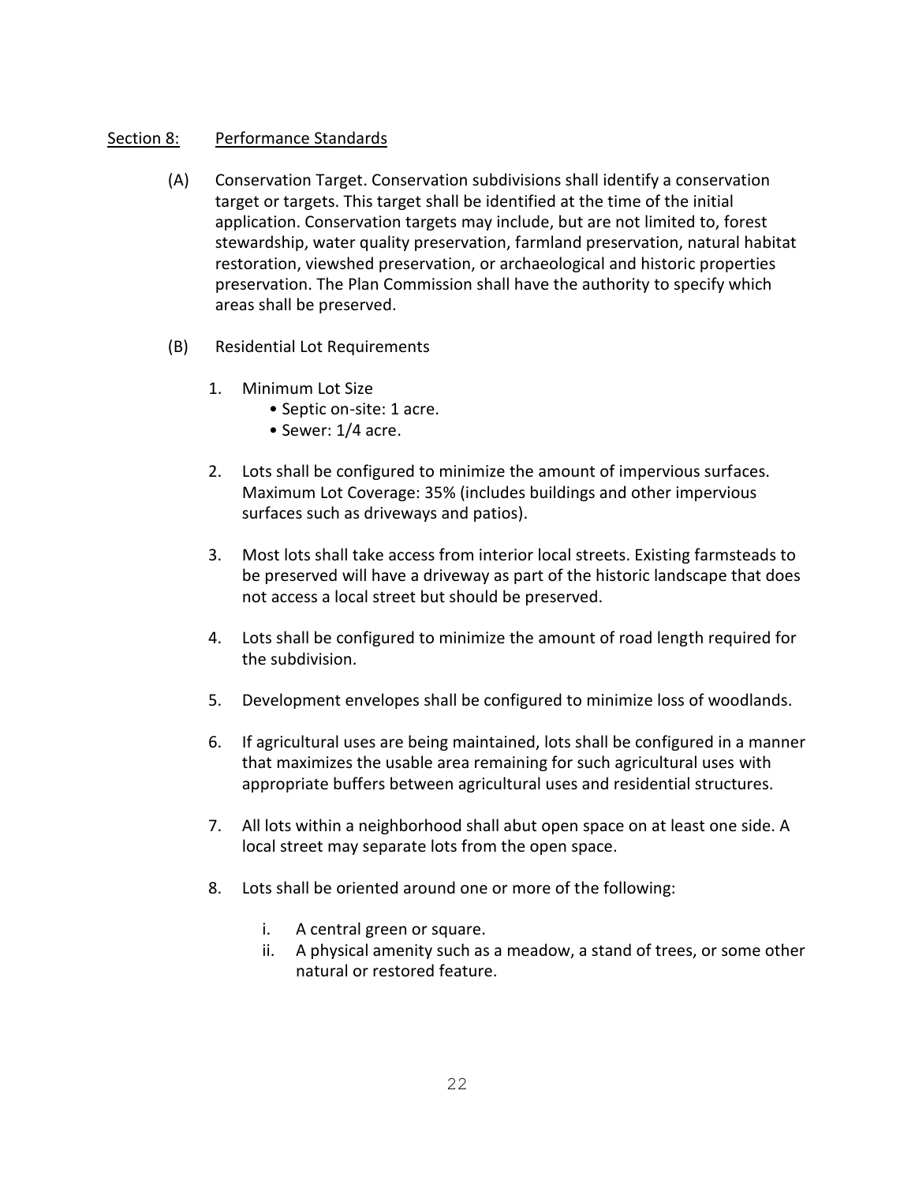## Section 8: Performance Standards

(A) Conservation Target. Conservation subdivisions shall identify a conservation target or targets. This target shall be identified at the time of the initial application. Conservation targets may include, but are not limited to, forest stewardship, water quality preservation, farmland preservation, natural habitat restoration, viewshed preservation, or archaeological and historic properties preservation. The Plan Commission shall have the authority to specify which areas shall be preserved.

(B) Residential Lot Requirements

1. Minimum Lot Size
   - Septic on-site: 1 acre.
   - Sewer: 1/4 acre.

2. Lots shall be configured to minimize the amount of impervious surfaces. Maximum Lot Coverage: 35% (includes buildings and other impervious surfaces such as driveways and patios).

3. Most lots shall take access from interior local streets. Existing farmsteads to be preserved will have a driveway as part of the historic landscape that does not access a local street but should be preserved.

4. Lots shall be configured to minimize the amount of road length required for the subdivision.

5. Development envelopes shall be configured to minimize loss of woodlands.

6. If agricultural uses are being maintained, lots shall be configured in a manner that maximizes the usable area remaining for such agricultural uses with appropriate buffers between agricultural uses and residential structures.

7. All lots within a neighborhood shall abut open space on at least one side. A local street may separate lots from the open space.

8. Lots shall be oriented around one or more of the following:

   i. A central green or square.
   ii. A physical amenity such as a meadow, a stand of trees, or some other natural or restored feature.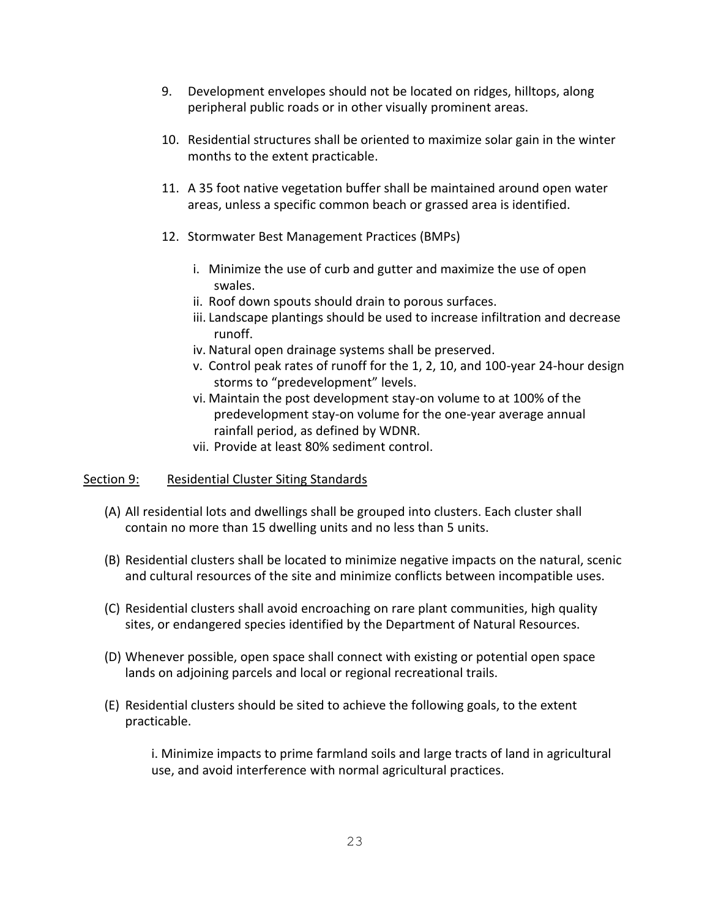9. Development envelopes should not be located on ridges, hilltops, along peripheral public roads or in other visually prominent areas.

10. Residential structures shall be oriented to maximize solar gain in the winter months to the extent practicable.

11. A 35 foot native vegetation buffer shall be maintained around open water areas, unless a specific common beach or grassed area is identified.

12. Stormwater Best Management Practices (BMPs)

    i. Minimize the use of curb and gutter and maximize the use of open swales.
    ii. Roof down spouts should drain to porous surfaces.
    iii. Landscape plantings should be used to increase infiltration and decrease runoff.
    iv. Natural open drainage systems shall be preserved.
    v. Control peak rates of runoff for the 1, 2, 10, and 100-year 24-hour design storms to "predevelopment" levels.
    vi. Maintain the post development stay-on volume to at 100% of the predevelopment stay-on volume for the one-year average annual rainfall period, as defined by WDNR.
    vii. Provide at least 80% sediment control.

<u>Section 9:</u> <u>Residential Cluster Siting Standards</u>

(A) All residential lots and dwellings shall be grouped into clusters. Each cluster shall contain no more than 15 dwelling units and no less than 5 units.

(B) Residential clusters shall be located to minimize negative impacts on the natural, scenic and cultural resources of the site and minimize conflicts between incompatible uses.

(C) Residential clusters shall avoid encroaching on rare plant communities, high quality sites, or endangered species identified by the Department of Natural Resources.

(D) Whenever possible, open space shall connect with existing or potential open space lands on adjoining parcels and local or regional recreational trails.

(E) Residential clusters should be sited to achieve the following goals, to the extent practicable.

    i. Minimize impacts to prime farmland soils and large tracts of land in agricultural use, and avoid interference with normal agricultural practices.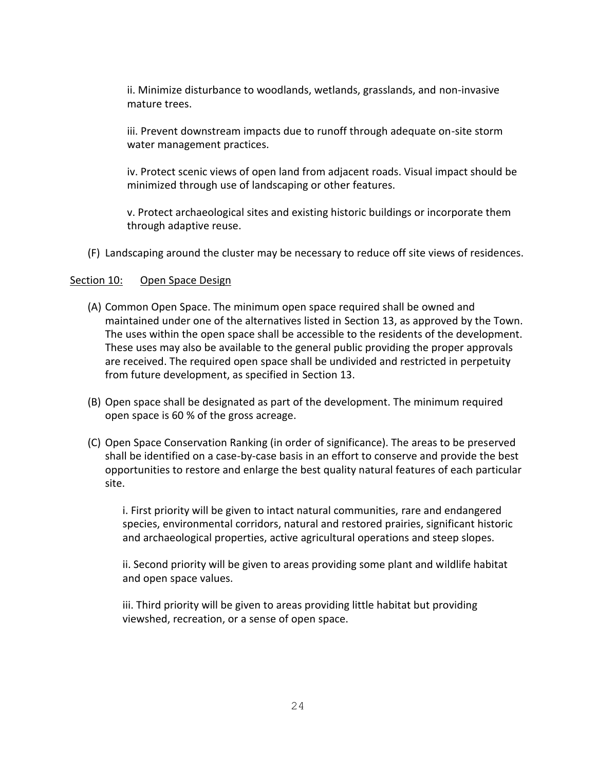ii. Minimize disturbance to woodlands, wetlands, grasslands, and non-invasive mature trees.

iii. Prevent downstream impacts due to runoff through adequate on-site storm water management practices.

iv. Protect scenic views of open land from adjacent roads. Visual impact should be minimized through use of landscaping or other features.

v. Protect archaeological sites and existing historic buildings or incorporate them through adaptive reuse.

(F) Landscaping around the cluster may be necessary to reduce off site views of residences.

## Section 10: Open Space Design

(A) Common Open Space. The minimum open space required shall be owned and maintained under one of the alternatives listed in Section 13, as approved by the Town. The uses within the open space shall be accessible to the residents of the development. These uses may also be available to the general public providing the proper approvals are received. The required open space shall be undivided and restricted in perpetuity from future development, as specified in Section 13.

(B) Open space shall be designated as part of the development. The minimum required open space is 60 % of the gross acreage.

(C) Open Space Conservation Ranking (in order of significance). The areas to be preserved shall be identified on a case-by-case basis in an effort to conserve and provide the best opportunities to restore and enlarge the best quality natural features of each particular site.

i. First priority will be given to intact natural communities, rare and endangered species, environmental corridors, natural and restored prairies, significant historic and archaeological properties, active agricultural operations and steep slopes.

ii. Second priority will be given to areas providing some plant and wildlife habitat and open space values.

iii. Third priority will be given to areas providing little habitat but providing viewshed, recreation, or a sense of open space.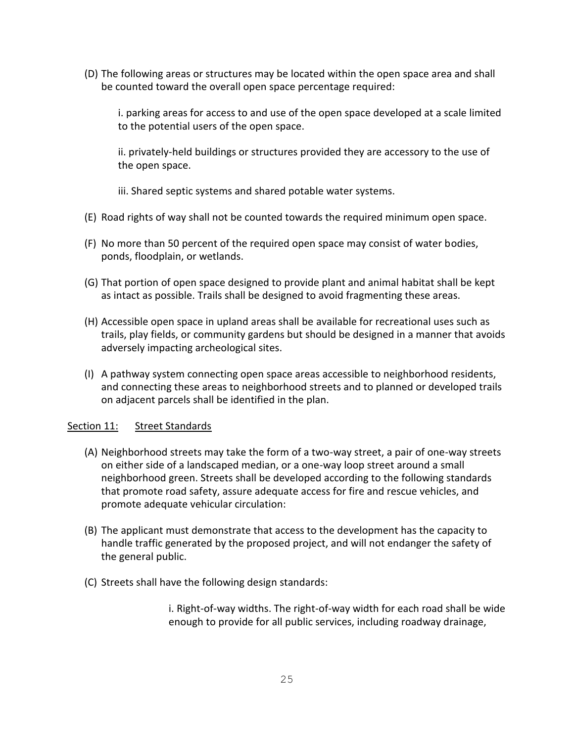(D) The following areas or structures may be located within the open space area and shall be counted toward the overall open space percentage required:

i. parking areas for access to and use of the open space developed at a scale limited to the potential users of the open space.

ii. privately-held buildings or structures provided they are accessory to the use of the open space.

iii. Shared septic systems and shared potable water systems.

(E) Road rights of way shall not be counted towards the required minimum open space.

(F) No more than 50 percent of the required open space may consist of water bodies, ponds, floodplain, or wetlands.

(G) That portion of open space designed to provide plant and animal habitat shall be kept as intact as possible. Trails shall be designed to avoid fragmenting these areas.

(H) Accessible open space in upland areas shall be available for recreational uses such as trails, play fields, or community gardens but should be designed in a manner that avoids adversely impacting archeological sites.

(I) A pathway system connecting open space areas accessible to neighborhood residents, and connecting these areas to neighborhood streets and to planned or developed trails on adjacent parcels shall be identified in the plan.

## Section 11: Street Standards

(A) Neighborhood streets may take the form of a two-way street, a pair of one-way streets on either side of a landscaped median, or a one-way loop street around a small neighborhood green. Streets shall be developed according to the following standards that promote road safety, assure adequate access for fire and rescue vehicles, and promote adequate vehicular circulation:

(B) The applicant must demonstrate that access to the development has the capacity to handle traffic generated by the proposed project, and will not endanger the safety of the general public.

(C) Streets shall have the following design standards:

i. Right-of-way widths. The right-of-way width for each road shall be wide enough to provide for all public services, including roadway drainage,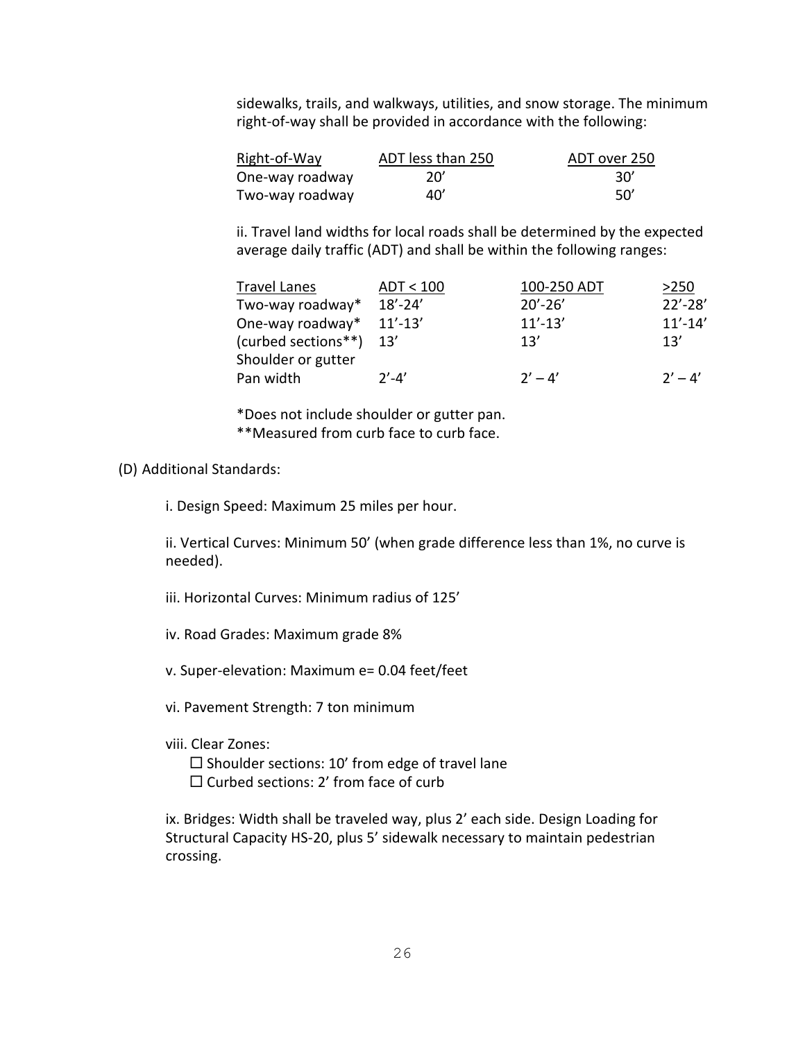sidewalks, trails, and walkways, utilities, and snow storage. The minimum right-of-way shall be provided in accordance with the following:

| Right-of-Way | ADT less than 250 | ADT over 250 |
|---|---|---|
| One-way roadway | 20’ | 30’ |
| Two-way roadway | 40’ | 50’ |

ii. Travel land widths for local roads shall be determined by the expected average daily traffic (ADT) and shall be within the following ranges:

| Travel Lanes | ADT < 100 | 100-250 ADT | >250 |
|---|---|---|---|
| Two-way roadway* | 18’-24’ | 20’-26’ | 22’-28’ |
| One-way roadway* | 11’-13’ | 11’-13’ | 11’-14’ |
| (curbed sections**) | 13’ | 13’ | 13’ |
| Shoulder or gutter Pan width | 2’-4’ | 2’ – 4’ | 2’ – 4’ |

*Does not include shoulder or gutter pan.
**Measured from curb face to curb face.

(D) Additional Standards:

i. Design Speed: Maximum 25 miles per hour.

ii. Vertical Curves: Minimum 50’ (when grade difference less than 1%, no curve is needed).

iii. Horizontal Curves: Minimum radius of 125’

iv. Road Grades: Maximum grade 8%

v. Super-elevation: Maximum e= 0.04 feet/feet

vi. Pavement Strength: 7 ton minimum

viii. Clear Zones:

☐ Shoulder sections: 10’ from edge of travel lane
☐ Curbed sections: 2’ from face of curb

ix. Bridges: Width shall be traveled way, plus 2’ each side. Design Loading for Structural Capacity HS-20, plus 5’ sidewalk necessary to maintain pedestrian crossing.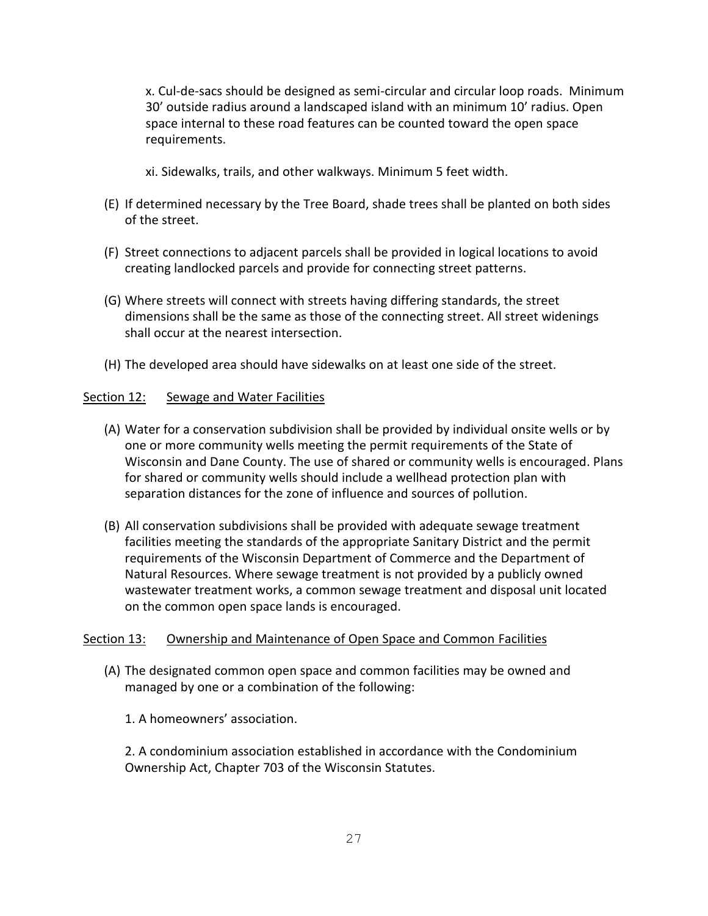x. Cul-de-sacs should be designed as semi-circular and circular loop roads. Minimum 30' outside radius around a landscaped island with an minimum 10' radius. Open space internal to these road features can be counted toward the open space requirements.

xi. Sidewalks, trails, and other walkways. Minimum 5 feet width.

(E) If determined necessary by the Tree Board, shade trees shall be planted on both sides of the street.

(F) Street connections to adjacent parcels shall be provided in logical locations to avoid creating landlocked parcels and provide for connecting street patterns.

(G) Where streets will connect with streets having differing standards, the street dimensions shall be the same as those of the connecting street. All street widenings shall occur at the nearest intersection.

(H) The developed area should have sidewalks on at least one side of the street.

## Section 12: Sewage and Water Facilities

(A) Water for a conservation subdivision shall be provided by individual onsite wells or by one or more community wells meeting the permit requirements of the State of Wisconsin and Dane County. The use of shared or community wells is encouraged. Plans for shared or community wells should include a wellhead protection plan with separation distances for the zone of influence and sources of pollution.

(B) All conservation subdivisions shall be provided with adequate sewage treatment facilities meeting the standards of the appropriate Sanitary District and the permit requirements of the Wisconsin Department of Commerce and the Department of Natural Resources. Where sewage treatment is not provided by a publicly owned wastewater treatment works, a common sewage treatment and disposal unit located on the common open space lands is encouraged.

## Section 13: Ownership and Maintenance of Open Space and Common Facilities

(A) The designated common open space and common facilities may be owned and managed by one or a combination of the following:

1. A homeowners' association.

2. A condominium association established in accordance with the Condominium Ownership Act, Chapter 703 of the Wisconsin Statutes.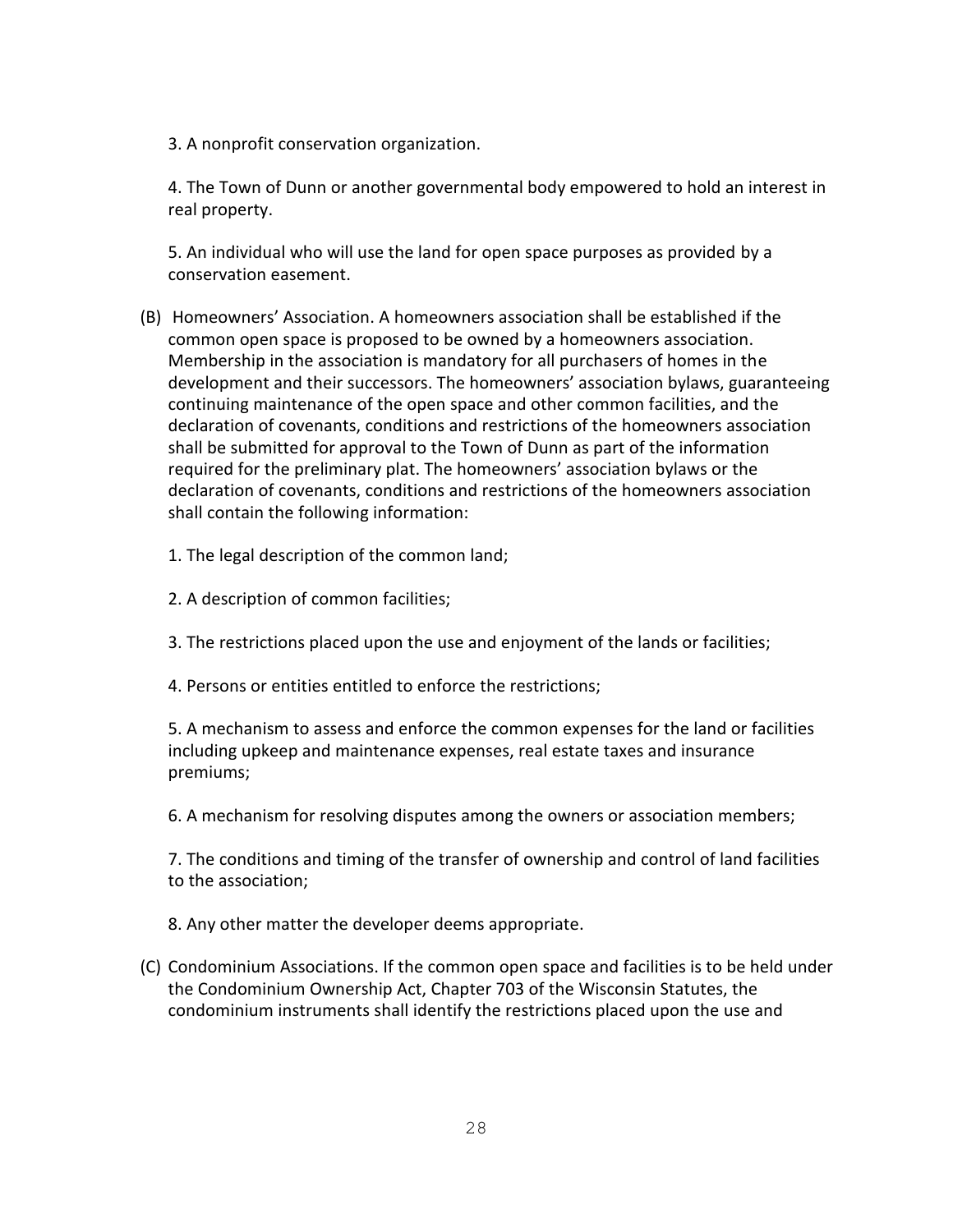3. A nonprofit conservation organization.

4. The Town of Dunn or another governmental body empowered to hold an interest in real property.

5. An individual who will use the land for open space purposes as provided by a conservation easement.

(B) Homeowners' Association. A homeowners association shall be established if the common open space is proposed to be owned by a homeowners association. Membership in the association is mandatory for all purchasers of homes in the development and their successors. The homeowners' association bylaws, guaranteeing continuing maintenance of the open space and other common facilities, and the declaration of covenants, conditions and restrictions of the homeowners association shall be submitted for approval to the Town of Dunn as part of the information required for the preliminary plat. The homeowners' association bylaws or the declaration of covenants, conditions and restrictions of the homeowners association shall contain the following information:

1. The legal description of the common land;

2. A description of common facilities;

3. The restrictions placed upon the use and enjoyment of the lands or facilities;

4. Persons or entities entitled to enforce the restrictions;

5. A mechanism to assess and enforce the common expenses for the land or facilities including upkeep and maintenance expenses, real estate taxes and insurance premiums;

6. A mechanism for resolving disputes among the owners or association members;

7. The conditions and timing of the transfer of ownership and control of land facilities to the association;

8. Any other matter the developer deems appropriate.

(C) Condominium Associations. If the common open space and facilities is to be held under the Condominium Ownership Act, Chapter 703 of the Wisconsin Statutes, the condominium instruments shall identify the restrictions placed upon the use and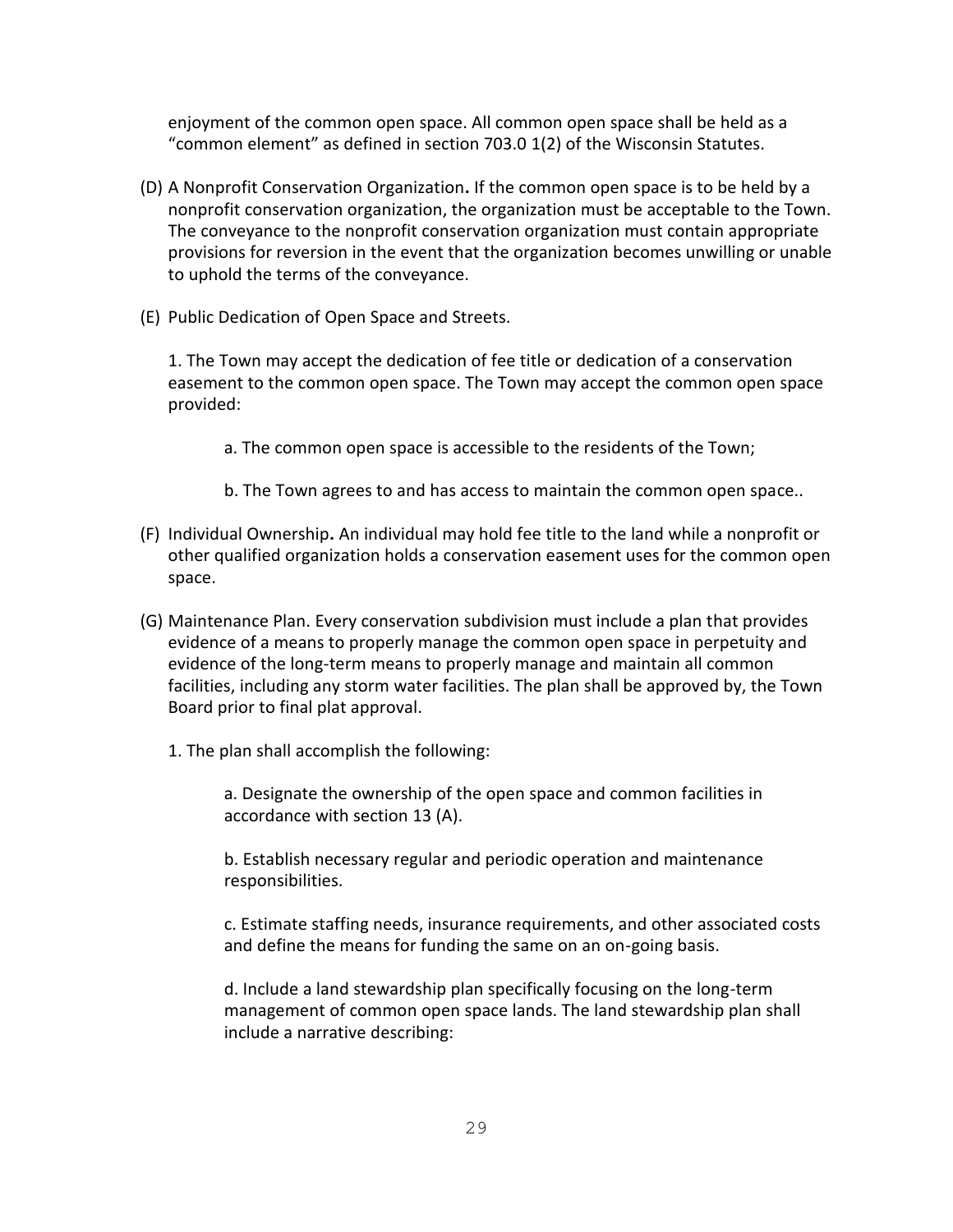enjoyment of the common open space. All common open space shall be held as a "common element" as defined in section 703.0 1(2) of the Wisconsin Statutes.

(D) A Nonprofit Conservation Organization**.** If the common open space is to be held by a nonprofit conservation organization, the organization must be acceptable to the Town. The conveyance to the nonprofit conservation organization must contain appropriate provisions for reversion in the event that the organization becomes unwilling or unable to uphold the terms of the conveyance.

(E) Public Dedication of Open Space and Streets.

1. The Town may accept the dedication of fee title or dedication of a conservation easement to the common open space. The Town may accept the common open space provided:

   a. The common open space is accessible to the residents of the Town;

   b. The Town agrees to and has access to maintain the common open space..

(F) Individual Ownership**.** An individual may hold fee title to the land while a nonprofit or other qualified organization holds a conservation easement uses for the common open space.

(G) Maintenance Plan. Every conservation subdivision must include a plan that provides evidence of a means to properly manage the common open space in perpetuity and evidence of the long-term means to properly manage and maintain all common facilities, including any storm water facilities. The plan shall be approved by, the Town Board prior to final plat approval.

1. The plan shall accomplish the following:

   a. Designate the ownership of the open space and common facilities in accordance with section 13 (A).

   b. Establish necessary regular and periodic operation and maintenance responsibilities.

   c. Estimate staffing needs, insurance requirements, and other associated costs and define the means for funding the same on an on-going basis.

   d. Include a land stewardship plan specifically focusing on the long-term management of common open space lands. The land stewardship plan shall include a narrative describing: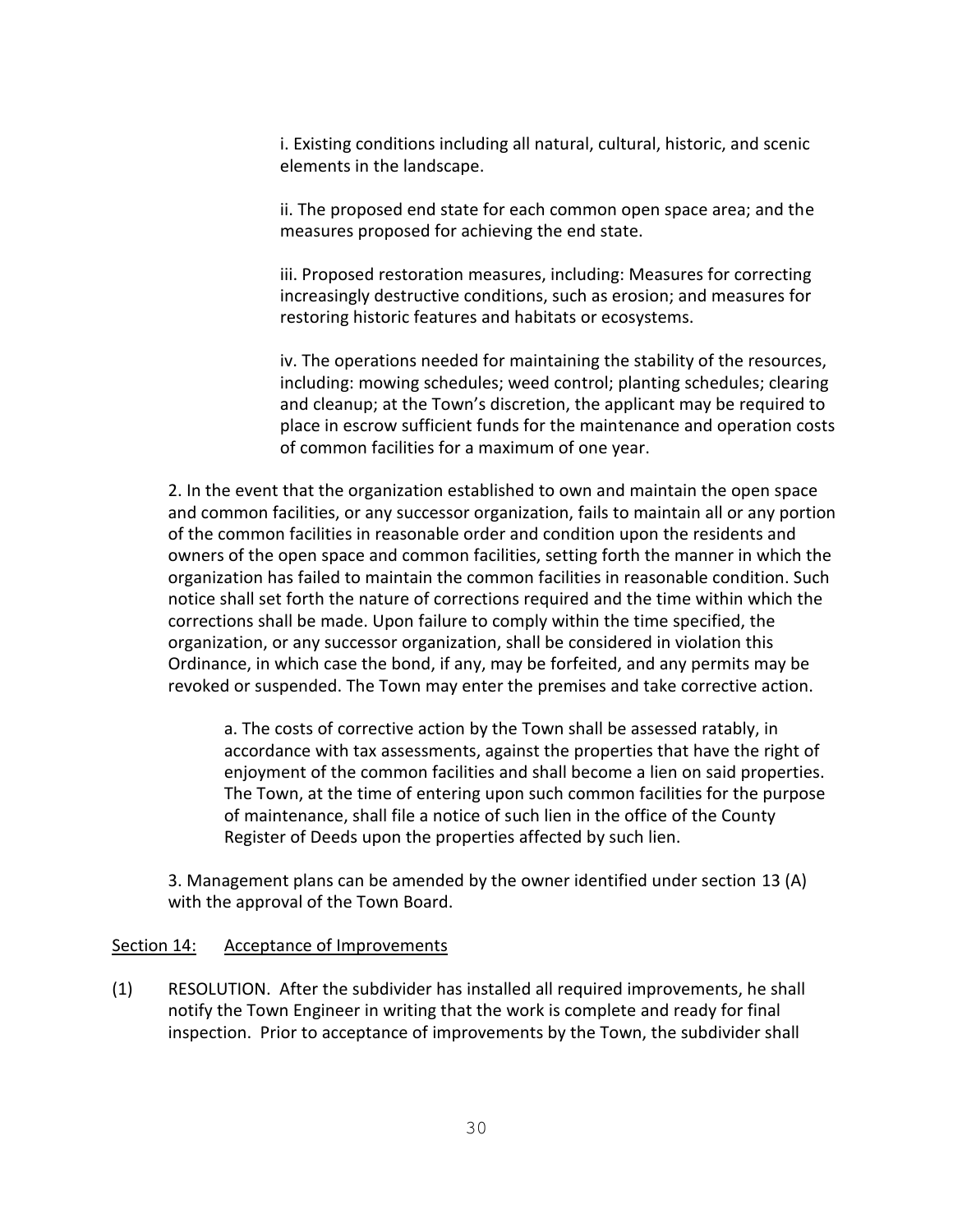i. Existing conditions including all natural, cultural, historic, and scenic elements in the landscape.

ii. The proposed end state for each common open space area; and the measures proposed for achieving the end state.

iii. Proposed restoration measures, including: Measures for correcting increasingly destructive conditions, such as erosion; and measures for restoring historic features and habitats or ecosystems.

iv. The operations needed for maintaining the stability of the resources, including: mowing schedules; weed control; planting schedules; clearing and cleanup; at the Town's discretion, the applicant may be required to place in escrow sufficient funds for the maintenance and operation costs of common facilities for a maximum of one year.

2. In the event that the organization established to own and maintain the open space and common facilities, or any successor organization, fails to maintain all or any portion of the common facilities in reasonable order and condition upon the residents and owners of the open space and common facilities, setting forth the manner in which the organization has failed to maintain the common facilities in reasonable condition. Such notice shall set forth the nature of corrections required and the time within which the corrections shall be made. Upon failure to comply within the time specified, the organization, or any successor organization, shall be considered in violation this Ordinance, in which case the bond, if any, may be forfeited, and any permits may be revoked or suspended. The Town may enter the premises and take corrective action.

a. The costs of corrective action by the Town shall be assessed ratably, in accordance with tax assessments, against the properties that have the right of enjoyment of the common facilities and shall become a lien on said properties. The Town, at the time of entering upon such common facilities for the purpose of maintenance, shall file a notice of such lien in the office of the County Register of Deeds upon the properties affected by such lien.

3. Management plans can be amended by the owner identified under section 13 (A) with the approval of the Town Board.

## Section 14: Acceptance of Improvements

(1) RESOLUTION. After the subdivider has installed all required improvements, he shall notify the Town Engineer in writing that the work is complete and ready for final inspection. Prior to acceptance of improvements by the Town, the subdivider shall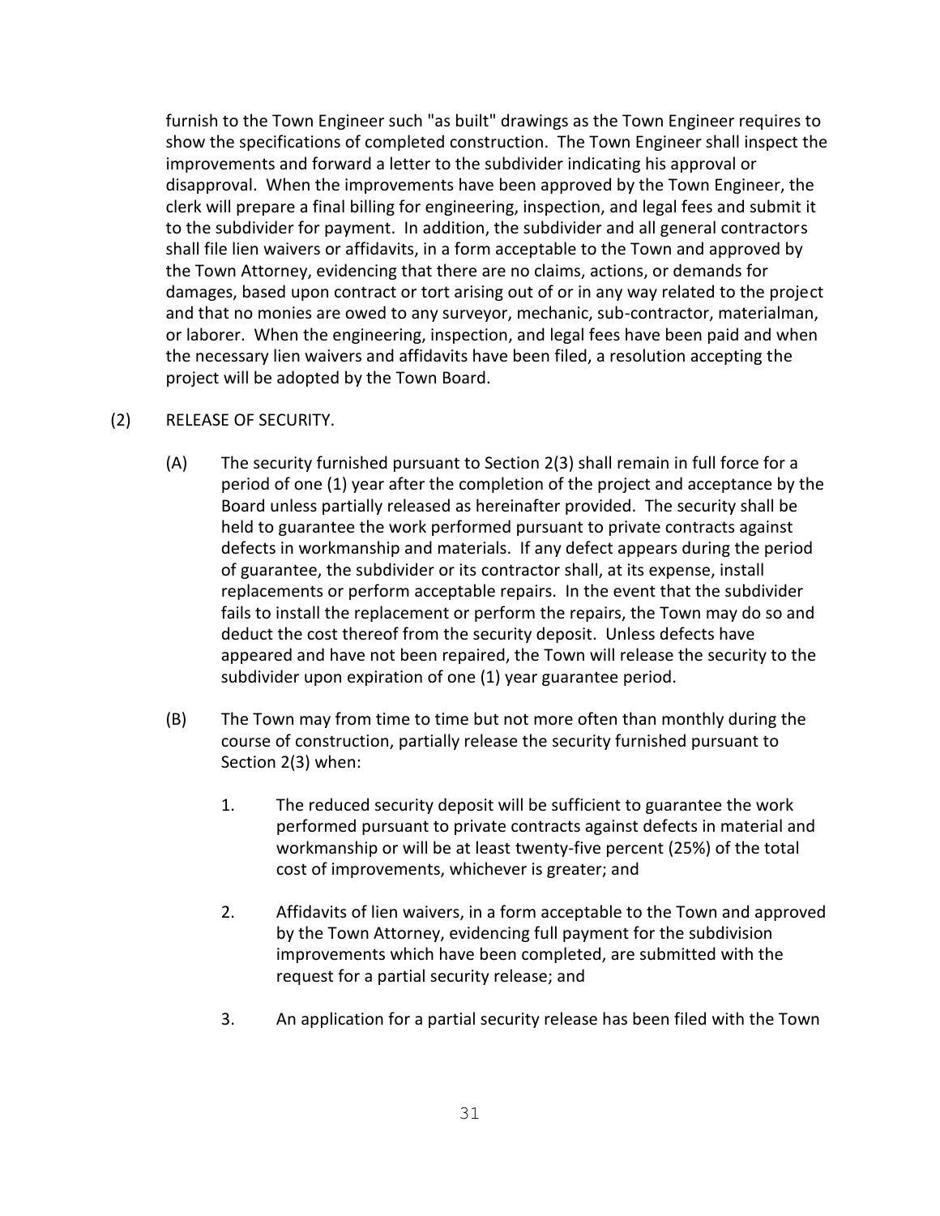furnish to the Town Engineer such "as built" drawings as the Town Engineer requires to show the specifications of completed construction. The Town Engineer shall inspect the improvements and forward a letter to the subdivider indicating his approval or disapproval. When the improvements have been approved by the Town Engineer, the clerk will prepare a final billing for engineering, inspection, and legal fees and submit it to the subdivider for payment. In addition, the subdivider and all general contractors shall file lien waivers or affidavits, in a form acceptable to the Town and approved by the Town Attorney, evidencing that there are no claims, actions, or demands for damages, based upon contract or tort arising out of or in any way related to the project and that no monies are owed to any surveyor, mechanic, sub-contractor, materialman, or laborer. When the engineering, inspection, and legal fees have been paid and when the necessary lien waivers and affidavits have been filed, a resolution accepting the project will be adopted by the Town Board.

(2) RELEASE OF SECURITY.

(A) The security furnished pursuant to Section 2(3) shall remain in full force for a period of one (1) year after the completion of the project and acceptance by the Board unless partially released as hereinafter provided. The security shall be held to guarantee the work performed pursuant to private contracts against defects in workmanship and materials. If any defect appears during the period of guarantee, the subdivider or its contractor shall, at its expense, install replacements or perform acceptable repairs. In the event that the subdivider fails to install the replacement or perform the repairs, the Town may do so and deduct the cost thereof from the security deposit. Unless defects have appeared and have not been repaired, the Town will release the security to the subdivider upon expiration of one (1) year guarantee period.

(B) The Town may from time to time but not more often than monthly during the course of construction, partially release the security furnished pursuant to Section 2(3) when:

1. The reduced security deposit will be sufficient to guarantee the work performed pursuant to private contracts against defects in material and workmanship or will be at least twenty-five percent (25%) of the total cost of improvements, whichever is greater; and

2. Affidavits of lien waivers, in a form acceptable to the Town and approved by the Town Attorney, evidencing full payment for the subdivision improvements which have been completed, are submitted with the request for a partial security release; and

3. An application for a partial security release has been filed with the Town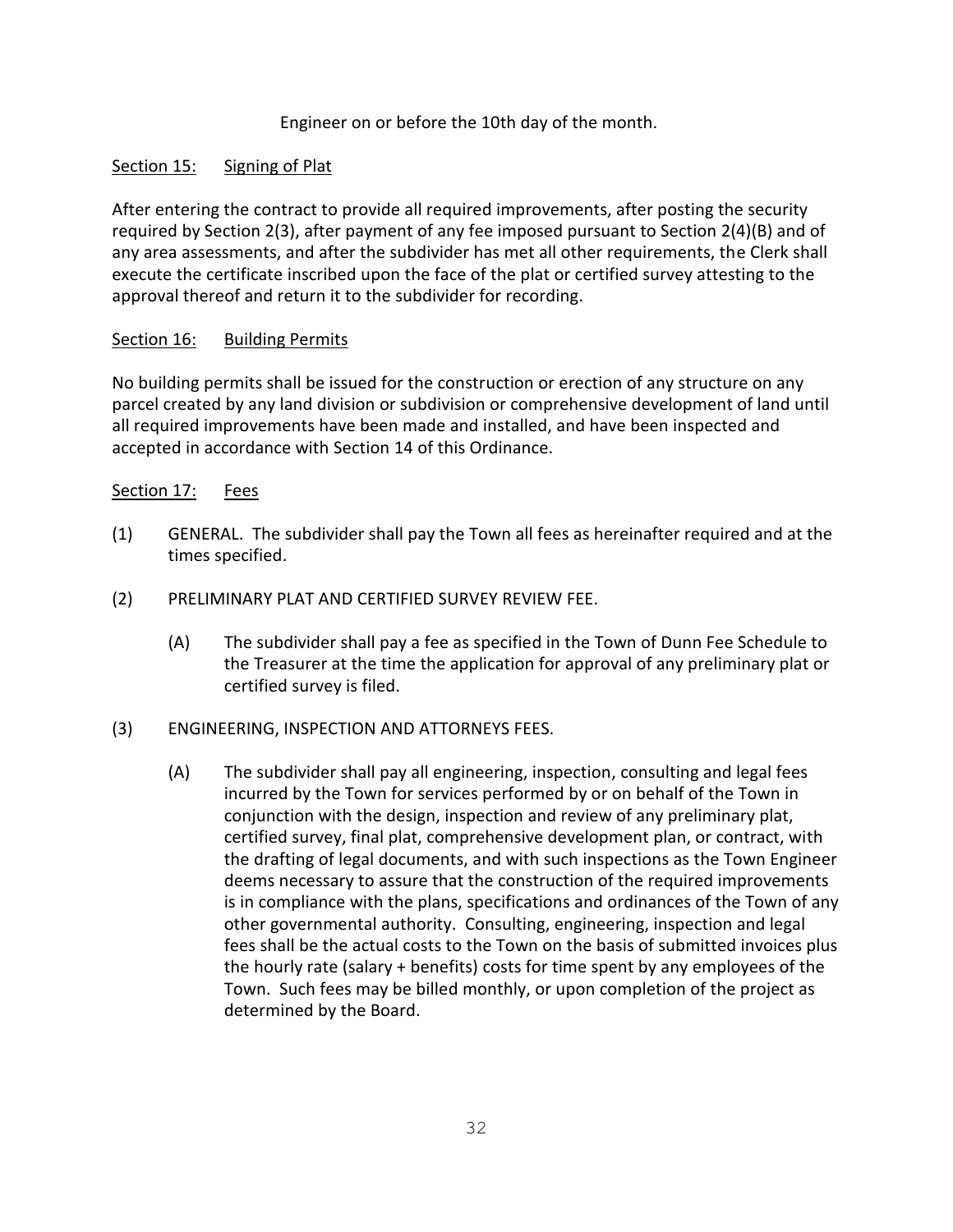Engineer on or before the 10th day of the month.

## Section 15: Signing of Plat

After entering the contract to provide all required improvements, after posting the security required by Section 2(3), after payment of any fee imposed pursuant to Section 2(4)(B) and of any area assessments, and after the subdivider has met all other requirements, the Clerk shall execute the certificate inscribed upon the face of the plat or certified survey attesting to the approval thereof and return it to the subdivider for recording.

## Section 16: Building Permits

No building permits shall be issued for the construction or erection of any structure on any parcel created by any land division or subdivision or comprehensive development of land until all required improvements have been made and installed, and have been inspected and accepted in accordance with Section 14 of this Ordinance.

## Section 17: Fees

(1) GENERAL. The subdivider shall pay the Town all fees as hereinafter required and at the times specified.

(2) PRELIMINARY PLAT AND CERTIFIED SURVEY REVIEW FEE.

(A) The subdivider shall pay a fee as specified in the Town of Dunn Fee Schedule to the Treasurer at the time the application for approval of any preliminary plat or certified survey is filed.

(3) ENGINEERING, INSPECTION AND ATTORNEYS FEES.

(A) The subdivider shall pay all engineering, inspection, consulting and legal fees incurred by the Town for services performed by or on behalf of the Town in conjunction with the design, inspection and review of any preliminary plat, certified survey, final plat, comprehensive development plan, or contract, with the drafting of legal documents, and with such inspections as the Town Engineer deems necessary to assure that the construction of the required improvements is in compliance with the plans, specifications and ordinances of the Town of any other governmental authority. Consulting, engineering, inspection and legal fees shall be the actual costs to the Town on the basis of submitted invoices plus the hourly rate (salary + benefits) costs for time spent by any employees of the Town. Such fees may be billed monthly, or upon completion of the project as determined by the Board.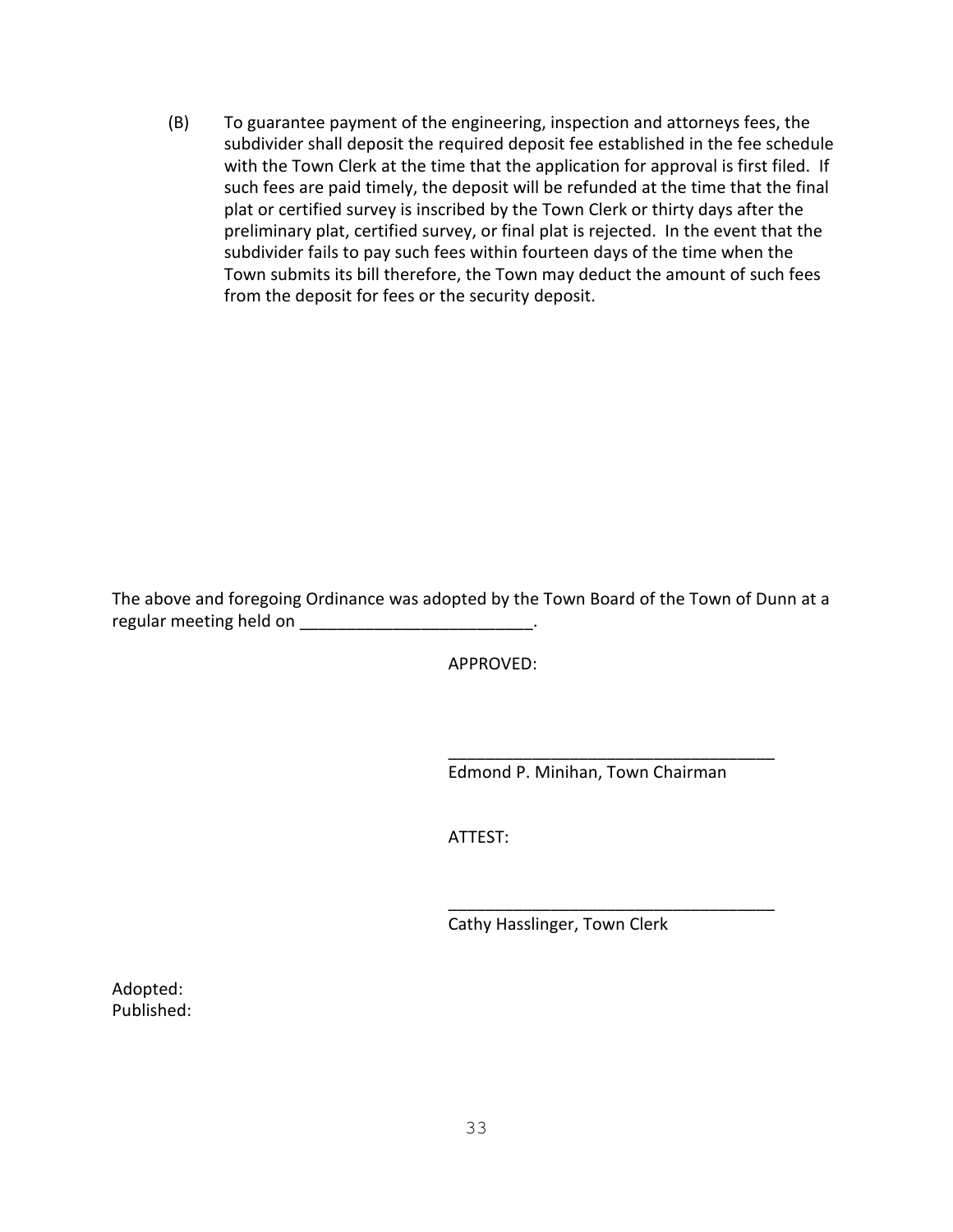(B) To guarantee payment of the engineering, inspection and attorneys fees, the subdivider shall deposit the required deposit fee established in the fee schedule with the Town Clerk at the time that the application for approval is first filed. If such fees are paid timely, the deposit will be refunded at the time that the final plat or certified survey is inscribed by the Town Clerk or thirty days after the preliminary plat, certified survey, or final plat is rejected. In the event that the subdivider fails to pay such fees within fourteen days of the time when the Town submits its bill therefore, the Town may deduct the amount of such fees from the deposit for fees or the security deposit.

The above and foregoing Ordinance was adopted by the Town Board of the Town of Dunn at a regular meeting held on _________________________.

APPROVED:

____________________________________
Edmond P. Minihan, Town Chairman

ATTEST:

____________________________________
Cathy Hasslinger, Town Clerk

Adopted:
Published: